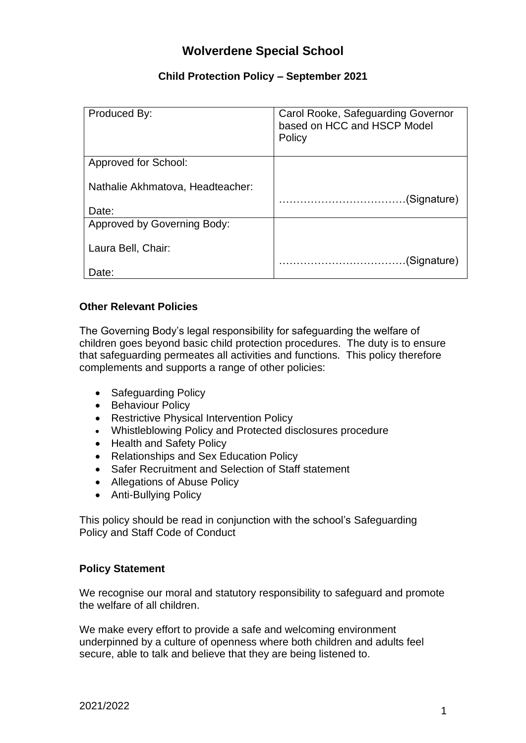# Wolverdene Special School

## Child Protection Policy – September 2021

| Produced By: | Carol Rooke, Safeguarding Governor based on HCC and HSCP Model Policy |
|---|---|
| Approved for School:<br><br>Nathalie Akhmatova, Headteacher:<br><br>Date: | ………………………………(Signature) |
| Approved by Governing Body:<br><br>Laura Bell, Chair:<br><br>Date: | ………………………………(Signature) |

**Other Relevant Policies**

The Governing Body's legal responsibility for safeguarding the welfare of children goes beyond basic child protection procedures. The duty is to ensure that safeguarding permeates all activities and functions. This policy therefore complements and supports a range of other policies:

- Safeguarding Policy
- Behaviour Policy
- Restrictive Physical Intervention Policy
- Whistleblowing Policy and Protected disclosures procedure
- Health and Safety Policy
- Relationships and Sex Education Policy
- Safer Recruitment and Selection of Staff statement
- Allegations of Abuse Policy
- Anti-Bullying Policy

This policy should be read in conjunction with the school's Safeguarding Policy and Staff Code of Conduct

**Policy Statement**

We recognise our moral and statutory responsibility to safeguard and promote the welfare of all children.

We make every effort to provide a safe and welcoming environment underpinned by a culture of openness where both children and adults feel secure, able to talk and believe that they are being listened to.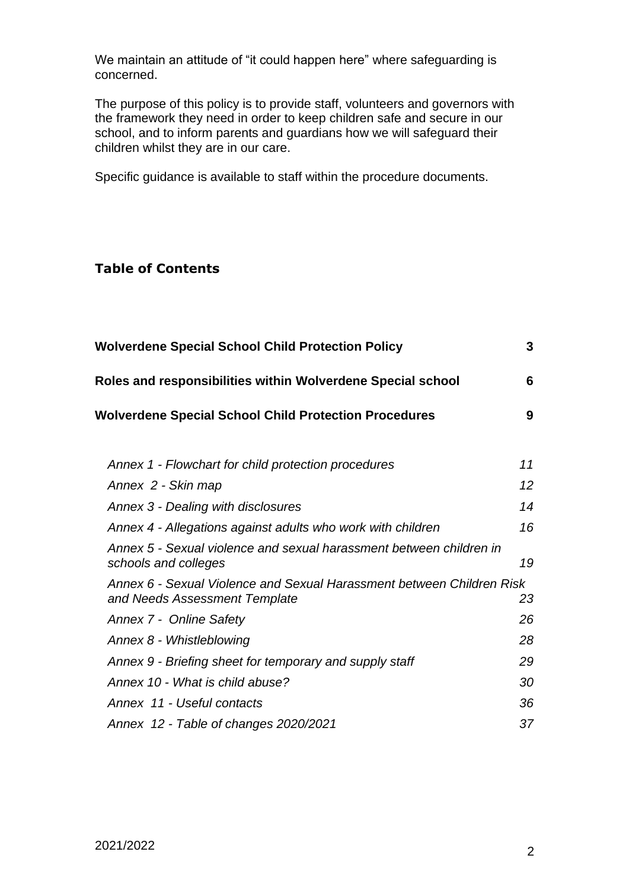We maintain an attitude of "it could happen here" where safeguarding is concerned.

The purpose of this policy is to provide staff, volunteers and governors with the framework they need in order to keep children safe and secure in our school, and to inform parents and guardians how we will safeguard their children whilst they are in our care.

Specific guidance is available to staff within the procedure documents.

## Table of Contents

| | |
|---|---|
| **Wolverdene Special School Child Protection Policy** | **3** |
| **Roles and responsibilities within Wolverdene Special school** | **6** |
| **Wolverdene Special School Child Protection Procedures** | **9** |
| *Annex 1 - Flowchart for child protection procedures* | *11* |
| *Annex 2 - Skin map* | *12* |
| *Annex 3 - Dealing with disclosures* | *14* |
| *Annex 4 - Allegations against adults who work with children* | *16* |
| *Annex 5 - Sexual violence and sexual harassment between children in schools and colleges* | *19* |
| *Annex 6 - Sexual Violence and Sexual Harassment between Children Risk and Needs Assessment Template* | *23* |
| *Annex 7 - Online Safety* | *26* |
| *Annex 8 - Whistleblowing* | *28* |
| *Annex 9 - Briefing sheet for temporary and supply staff* | *29* |
| *Annex 10 - What is child abuse?* | *30* |
| *Annex 11 - Useful contacts* | *36* |
| *Annex 12 - Table of changes 2020/2021* | *37* |

2021/2022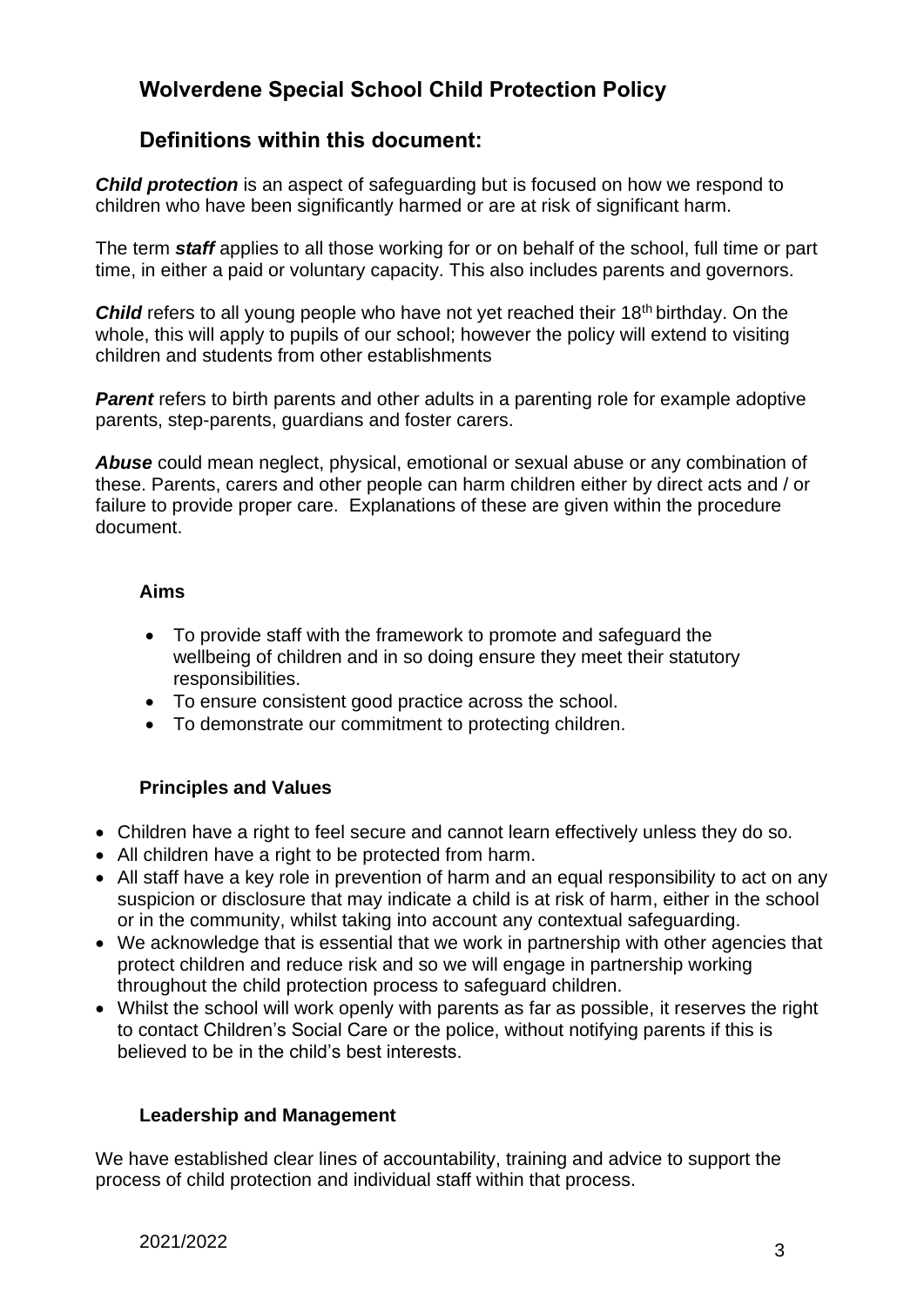# Wolverdene Special School Child Protection Policy

## Definitions within this document:

***Child protection*** is an aspect of safeguarding but is focused on how we respond to children who have been significantly harmed or are at risk of significant harm.

The term ***staff*** applies to all those working for or on behalf of the school, full time or part time, in either a paid or voluntary capacity. This also includes parents and governors.

***Child*** refers to all young people who have not yet reached their 18th birthday. On the whole, this will apply to pupils of our school; however the policy will extend to visiting children and students from other establishments

***Parent*** refers to birth parents and other adults in a parenting role for example adoptive parents, step-parents, guardians and foster carers.

***Abuse*** could mean neglect, physical, emotional or sexual abuse or any combination of these. Parents, carers and other people can harm children either by direct acts and / or failure to provide proper care. Explanations of these are given within the procedure document.

### Aims

- To provide staff with the framework to promote and safeguard the wellbeing of children and in so doing ensure they meet their statutory responsibilities.
- To ensure consistent good practice across the school.
- To demonstrate our commitment to protecting children.

### Principles and Values

- Children have a right to feel secure and cannot learn effectively unless they do so.
- All children have a right to be protected from harm.
- All staff have a key role in prevention of harm and an equal responsibility to act on any suspicion or disclosure that may indicate a child is at risk of harm, either in the school or in the community, whilst taking into account any contextual safeguarding.
- We acknowledge that is essential that we work in partnership with other agencies that protect children and reduce risk and so we will engage in partnership working throughout the child protection process to safeguard children.
- Whilst the school will work openly with parents as far as possible, it reserves the right to contact Children's Social Care or the police, without notifying parents if this is believed to be in the child's best interests.

### Leadership and Management

We have established clear lines of accountability, training and advice to support the process of child protection and individual staff within that process.

2021/2022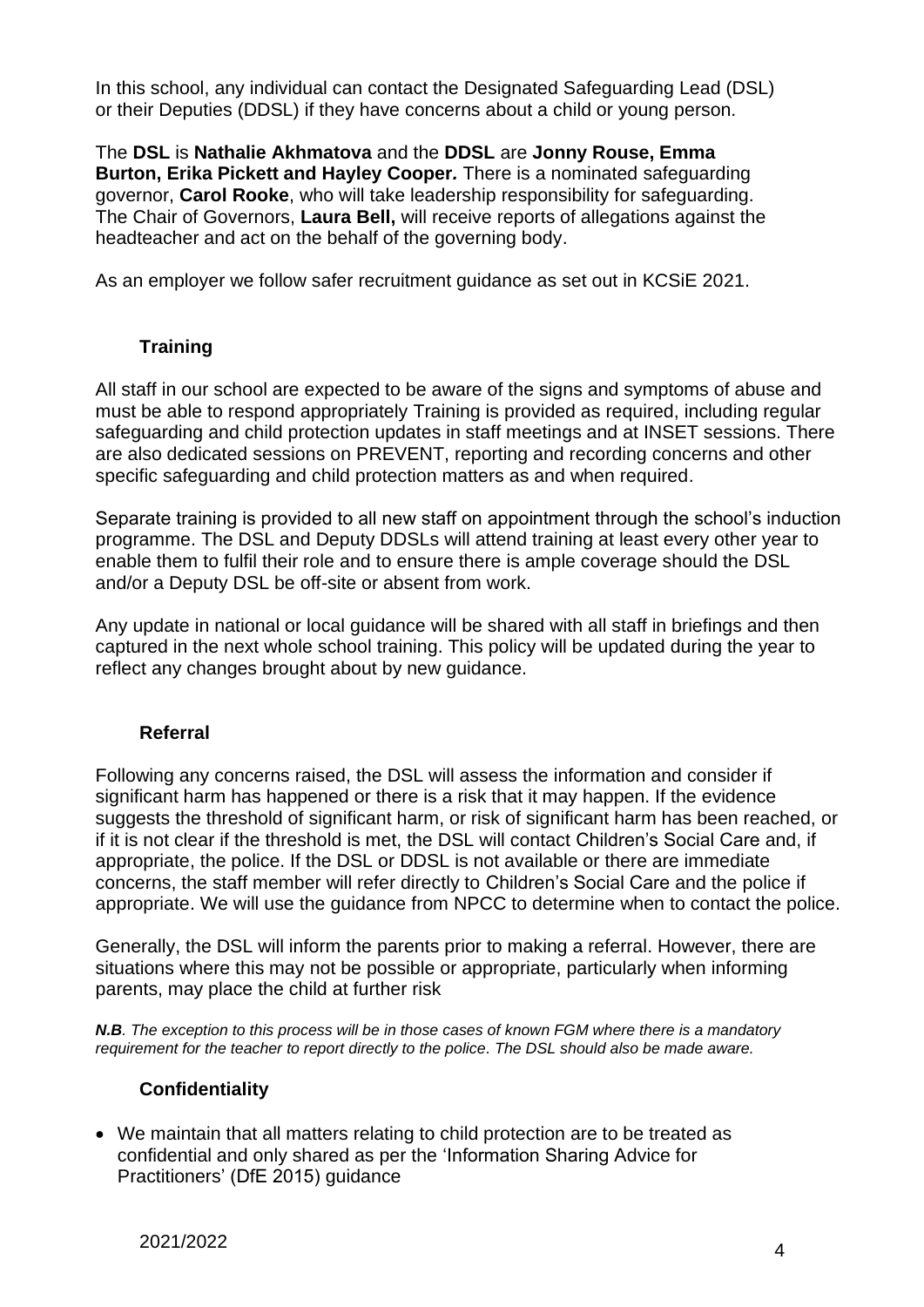In this school, any individual can contact the Designated Safeguarding Lead (DSL) or their Deputies (DDSL) if they have concerns about a child or young person.

The **DSL** is **Nathalie Akhmatova** and the **DDSL** are **Jonny Rouse, Emma Burton, Erika Pickett and Hayley Cooper***.* There is a nominated safeguarding governor, **Carol Rooke**, who will take leadership responsibility for safeguarding. The Chair of Governors, **Laura Bell,** will receive reports of allegations against the headteacher and act on the behalf of the governing body.

As an employer we follow safer recruitment guidance as set out in KCSiE 2021.

## Training

All staff in our school are expected to be aware of the signs and symptoms of abuse and must be able to respond appropriately Training is provided as required, including regular safeguarding and child protection updates in staff meetings and at INSET sessions. There are also dedicated sessions on PREVENT, reporting and recording concerns and other specific safeguarding and child protection matters as and when required.

Separate training is provided to all new staff on appointment through the school's induction programme. The DSL and Deputy DDSLs will attend training at least every other year to enable them to fulfil their role and to ensure there is ample coverage should the DSL and/or a Deputy DSL be off-site or absent from work.

Any update in national or local guidance will be shared with all staff in briefings and then captured in the next whole school training. This policy will be updated during the year to reflect any changes brought about by new guidance.

## Referral

Following any concerns raised, the DSL will assess the information and consider if significant harm has happened or there is a risk that it may happen. If the evidence suggests the threshold of significant harm, or risk of significant harm has been reached, or if it is not clear if the threshold is met, the DSL will contact Children's Social Care and, if appropriate, the police. If the DSL or DDSL is not available or there are immediate concerns, the staff member will refer directly to Children's Social Care and the police if appropriate. We will use the guidance from NPCC to determine when to contact the police.

Generally, the DSL will inform the parents prior to making a referral. However, there are situations where this may not be possible or appropriate, particularly when informing parents, may place the child at further risk

***N.B****. The exception to this process will be in those cases of known FGM where there is a mandatory requirement for the teacher to report directly to the police. The DSL should also be made aware.*

## Confidentiality

- We maintain that all matters relating to child protection are to be treated as confidential and only shared as per the 'Information Sharing Advice for Practitioners' (DfE 2015) guidance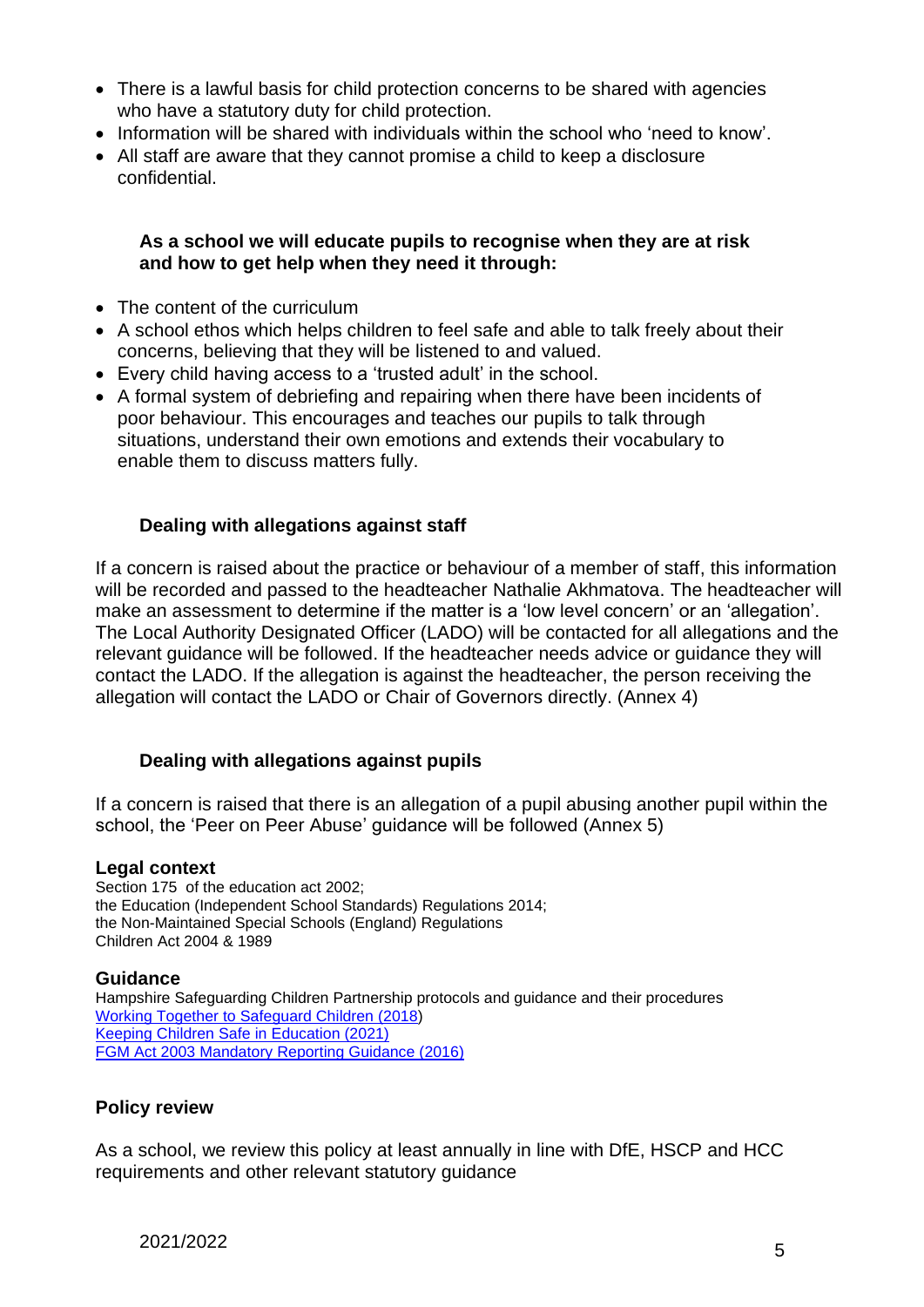- There is a lawful basis for child protection concerns to be shared with agencies who have a statutory duty for child protection.
- Information will be shared with individuals within the school who 'need to know'.
- All staff are aware that they cannot promise a child to keep a disclosure confidential.

**As a school we will educate pupils to recognise when they are at risk and how to get help when they need it through:**

- The content of the curriculum
- A school ethos which helps children to feel safe and able to talk freely about their concerns, believing that they will be listened to and valued.
- Every child having access to a 'trusted adult' in the school.
- A formal system of debriefing and repairing when there have been incidents of poor behaviour. This encourages and teaches our pupils to talk through situations, understand their own emotions and extends their vocabulary to enable them to discuss matters fully.

**Dealing with allegations against staff**

If a concern is raised about the practice or behaviour of a member of staff, this information will be recorded and passed to the headteacher Nathalie Akhmatova. The headteacher will make an assessment to determine if the matter is a 'low level concern' or an 'allegation'. The Local Authority Designated Officer (LADO) will be contacted for all allegations and the relevant guidance will be followed. If the headteacher needs advice or guidance they will contact the LADO. If the allegation is against the headteacher, the person receiving the allegation will contact the LADO or Chair of Governors directly. (Annex 4)

**Dealing with allegations against pupils**

If a concern is raised that there is an allegation of a pupil abusing another pupil within the school, the 'Peer on Peer Abuse' guidance will be followed (Annex 5)

**Legal context**

Section 175 of the education act 2002;
the Education (Independent School Standards) Regulations 2014;
the Non-Maintained Special Schools (England) Regulations
Children Act 2004 & 1989

**Guidance**

Hampshire Safeguarding Children Partnership protocols and guidance and their procedures
Working Together to Safeguard Children (2018)
Keeping Children Safe in Education (2021)
FGM Act 2003 Mandatory Reporting Guidance (2016)

**Policy review**

As a school, we review this policy at least annually in line with DfE, HSCP and HCC requirements and other relevant statutory guidance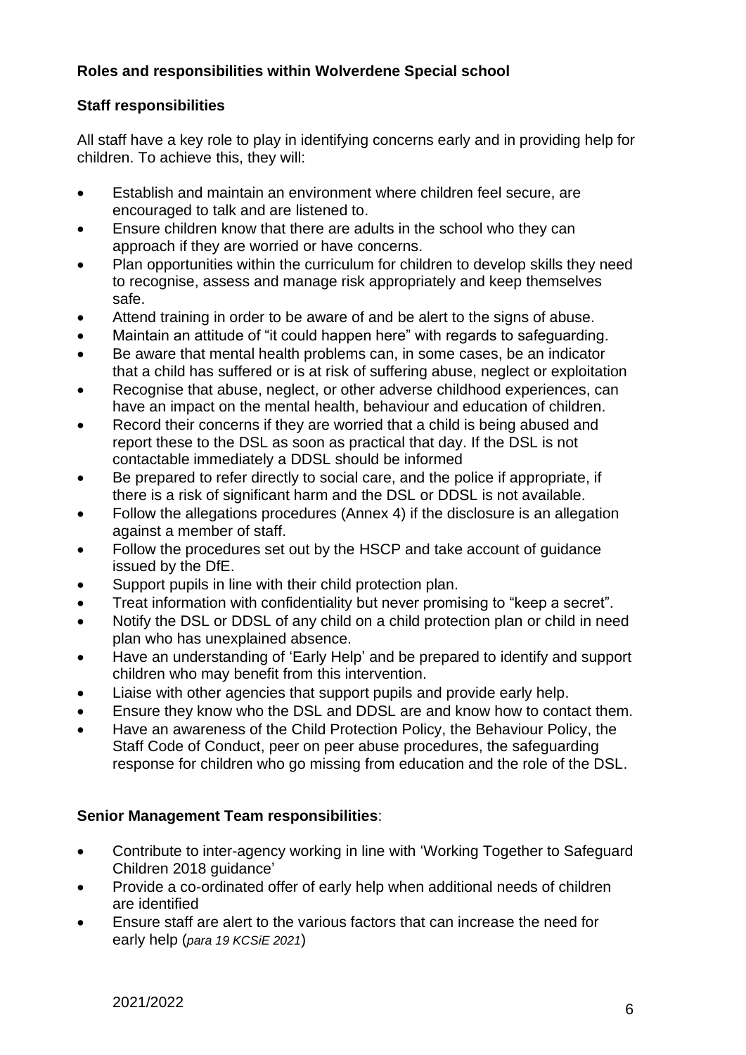## Roles and responsibilities within Wolverdene Special school

### Staff responsibilities

All staff have a key role to play in identifying concerns early and in providing help for children. To achieve this, they will:

- Establish and maintain an environment where children feel secure, are encouraged to talk and are listened to.
- Ensure children know that there are adults in the school who they can approach if they are worried or have concerns.
- Plan opportunities within the curriculum for children to develop skills they need to recognise, assess and manage risk appropriately and keep themselves safe.
- Attend training in order to be aware of and be alert to the signs of abuse.
- Maintain an attitude of "it could happen here" with regards to safeguarding.
- Be aware that mental health problems can, in some cases, be an indicator that a child has suffered or is at risk of suffering abuse, neglect or exploitation
- Recognise that abuse, neglect, or other adverse childhood experiences, can have an impact on the mental health, behaviour and education of children.
- Record their concerns if they are worried that a child is being abused and report these to the DSL as soon as practical that day. If the DSL is not contactable immediately a DDSL should be informed
- Be prepared to refer directly to social care, and the police if appropriate, if there is a risk of significant harm and the DSL or DDSL is not available.
- Follow the allegations procedures (Annex 4) if the disclosure is an allegation against a member of staff.
- Follow the procedures set out by the HSCP and take account of guidance issued by the DfE.
- Support pupils in line with their child protection plan.
- Treat information with confidentiality but never promising to "keep a secret".
- Notify the DSL or DDSL of any child on a child protection plan or child in need plan who has unexplained absence.
- Have an understanding of 'Early Help' and be prepared to identify and support children who may benefit from this intervention.
- Liaise with other agencies that support pupils and provide early help.
- Ensure they know who the DSL and DDSL are and know how to contact them.
- Have an awareness of the Child Protection Policy, the Behaviour Policy, the Staff Code of Conduct, peer on peer abuse procedures, the safeguarding response for children who go missing from education and the role of the DSL.

### Senior Management Team responsibilities:

- Contribute to inter-agency working in line with 'Working Together to Safeguard Children 2018 guidance'
- Provide a co-ordinated offer of early help when additional needs of children are identified
- Ensure staff are alert to the various factors that can increase the need for early help (*para 19 KCSiE 2021*)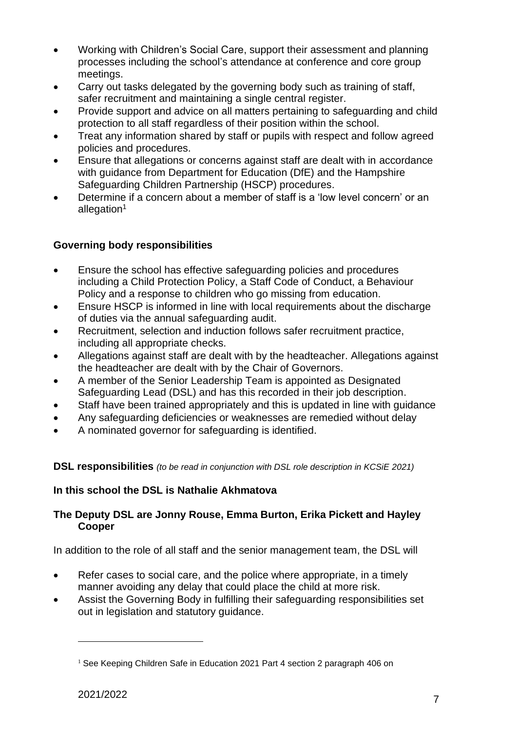- Working with Children's Social Care, support their assessment and planning processes including the school's attendance at conference and core group meetings.
- Carry out tasks delegated by the governing body such as training of staff, safer recruitment and maintaining a single central register.
- Provide support and advice on all matters pertaining to safeguarding and child protection to all staff regardless of their position within the school.
- Treat any information shared by staff or pupils with respect and follow agreed policies and procedures.
- Ensure that allegations or concerns against staff are dealt with in accordance with guidance from Department for Education (DfE) and the Hampshire Safeguarding Children Partnership (HSCP) procedures.
- Determine if a concern about a member of staff is a 'low level concern' or an allegation[1]

**Governing body responsibilities**

- Ensure the school has effective safeguarding policies and procedures including a Child Protection Policy, a Staff Code of Conduct, a Behaviour Policy and a response to children who go missing from education.
- Ensure HSCP is informed in line with local requirements about the discharge of duties via the annual safeguarding audit.
- Recruitment, selection and induction follows safer recruitment practice, including all appropriate checks.
- Allegations against staff are dealt with by the headteacher. Allegations against the headteacher are dealt with by the Chair of Governors.
- A member of the Senior Leadership Team is appointed as Designated Safeguarding Lead (DSL) and has this recorded in their job description.
- Staff have been trained appropriately and this is updated in line with guidance
- Any safeguarding deficiencies or weaknesses are remedied without delay
- A nominated governor for safeguarding is identified.

**DSL responsibilities** *(to be read in conjunction with DSL role description in KCSiE 2021)*

**In this school the DSL is Nathalie Akhmatova**

**The Deputy DSL are Jonny Rouse, Emma Burton, Erika Pickett and Hayley Cooper**

In addition to the role of all staff and the senior management team, the DSL will

- Refer cases to social care, and the police where appropriate, in a timely manner avoiding any delay that could place the child at more risk.
- Assist the Governing Body in fulfilling their safeguarding responsibilities set out in legislation and statutory guidance.

[1] See Keeping Children Safe in Education 2021 Part 4 section 2 paragraph 406 on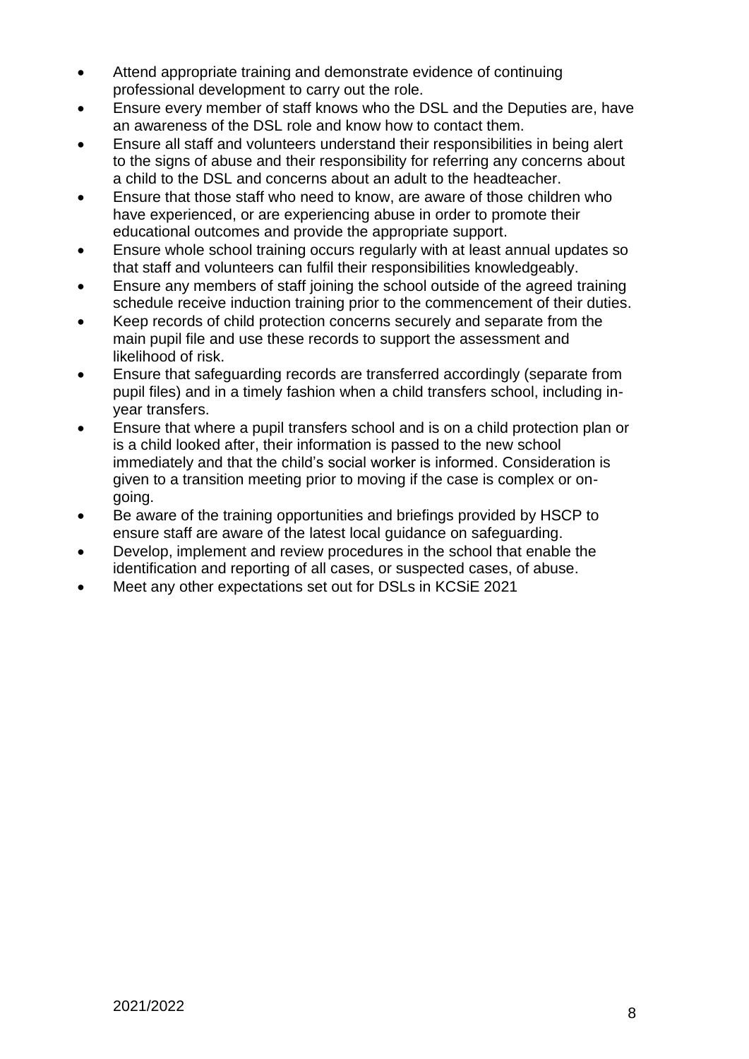- Attend appropriate training and demonstrate evidence of continuing professional development to carry out the role.
- Ensure every member of staff knows who the DSL and the Deputies are, have an awareness of the DSL role and know how to contact them.
- Ensure all staff and volunteers understand their responsibilities in being alert to the signs of abuse and their responsibility for referring any concerns about a child to the DSL and concerns about an adult to the headteacher.
- Ensure that those staff who need to know, are aware of those children who have experienced, or are experiencing abuse in order to promote their educational outcomes and provide the appropriate support.
- Ensure whole school training occurs regularly with at least annual updates so that staff and volunteers can fulfil their responsibilities knowledgeably.
- Ensure any members of staff joining the school outside of the agreed training schedule receive induction training prior to the commencement of their duties.
- Keep records of child protection concerns securely and separate from the main pupil file and use these records to support the assessment and likelihood of risk.
- Ensure that safeguarding records are transferred accordingly (separate from pupil files) and in a timely fashion when a child transfers school, including in-year transfers.
- Ensure that where a pupil transfers school and is on a child protection plan or is a child looked after, their information is passed to the new school immediately and that the child's social worker is informed. Consideration is given to a transition meeting prior to moving if the case is complex or on-going.
- Be aware of the training opportunities and briefings provided by HSCP to ensure staff are aware of the latest local guidance on safeguarding.
- Develop, implement and review procedures in the school that enable the identification and reporting of all cases, or suspected cases, of abuse.
- Meet any other expectations set out for DSLs in KCSiE 2021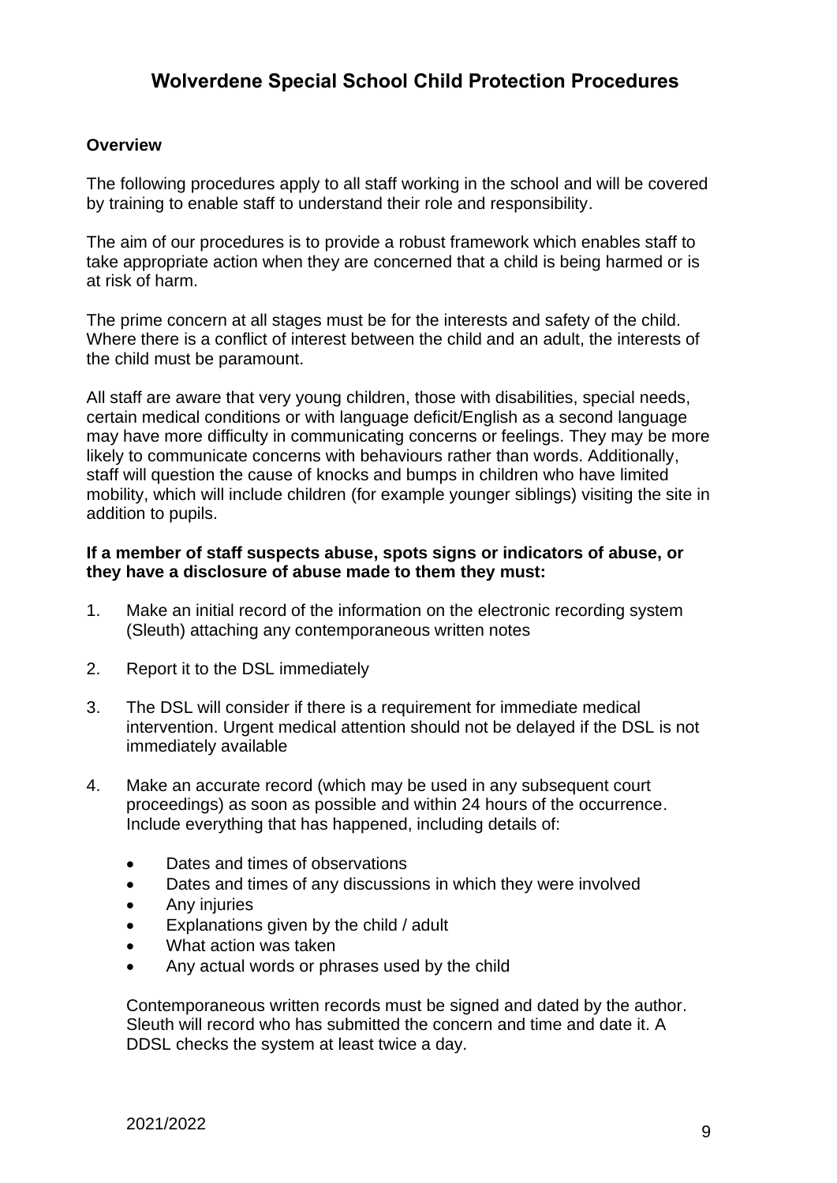# Wolverdene Special School Child Protection Procedures

## Overview

The following procedures apply to all staff working in the school and will be covered by training to enable staff to understand their role and responsibility.

The aim of our procedures is to provide a robust framework which enables staff to take appropriate action when they are concerned that a child is being harmed or is at risk of harm.

The prime concern at all stages must be for the interests and safety of the child. Where there is a conflict of interest between the child and an adult, the interests of the child must be paramount.

All staff are aware that very young children, those with disabilities, special needs, certain medical conditions or with language deficit/English as a second language may have more difficulty in communicating concerns or feelings. They may be more likely to communicate concerns with behaviours rather than words. Additionally, staff will question the cause of knocks and bumps in children who have limited mobility, which will include children (for example younger siblings) visiting the site in addition to pupils.

**If a member of staff suspects abuse, spots signs or indicators of abuse, or they have a disclosure of abuse made to them they must:**

1. Make an initial record of the information on the electronic recording system (Sleuth) attaching any contemporaneous written notes

2. Report it to the DSL immediately

3. The DSL will consider if there is a requirement for immediate medical intervention. Urgent medical attention should not be delayed if the DSL is not immediately available

4. Make an accurate record (which may be used in any subsequent court proceedings) as soon as possible and within 24 hours of the occurrence. Include everything that has happened, including details of:

   - Dates and times of observations
   - Dates and times of any discussions in which they were involved
   - Any injuries
   - Explanations given by the child / adult
   - What action was taken
   - Any actual words or phrases used by the child

   Contemporaneous written records must be signed and dated by the author. Sleuth will record who has submitted the concern and time and date it. A DDSL checks the system at least twice a day.

2021/2022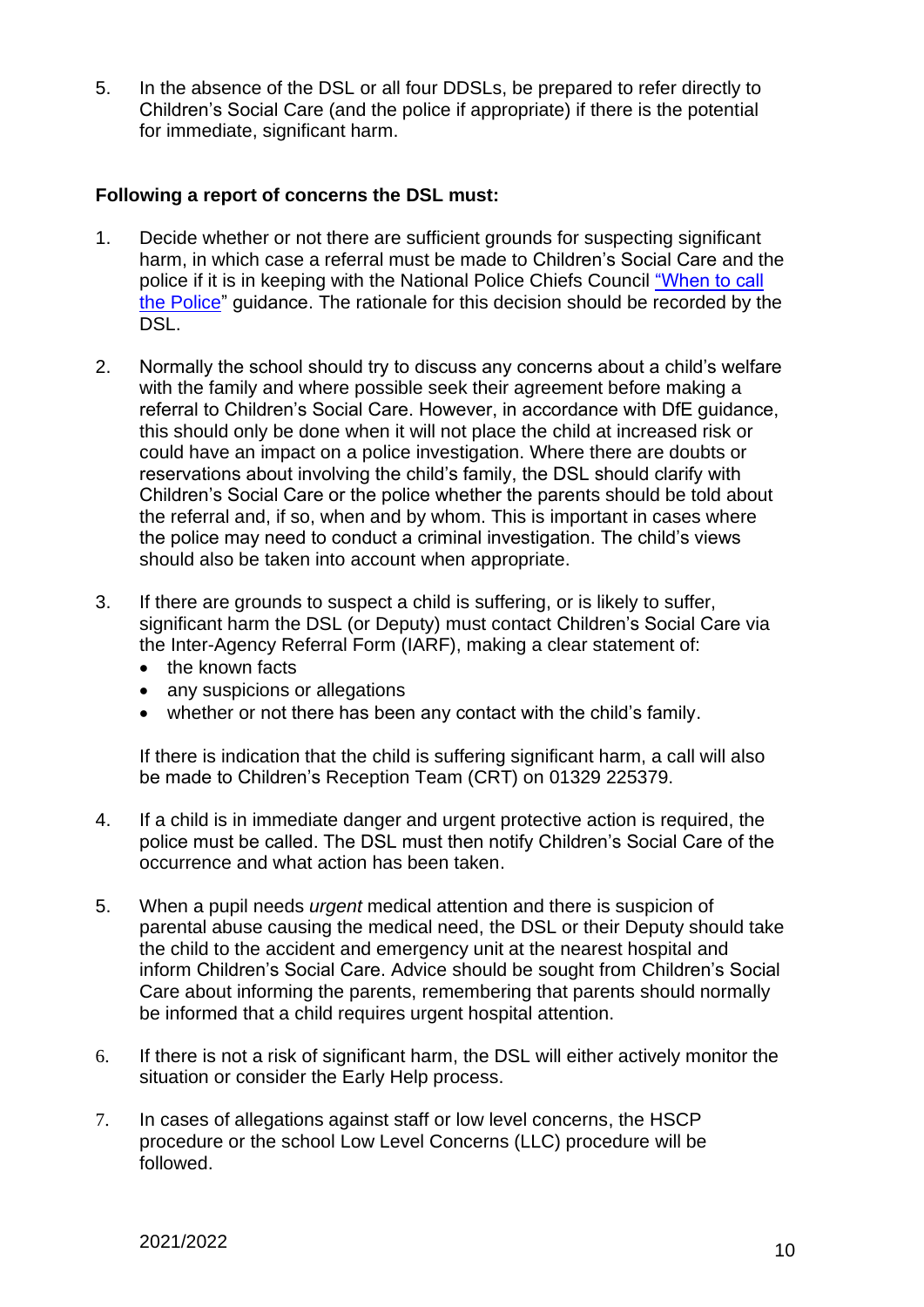5. In the absence of the DSL or all four DDSLs, be prepared to refer directly to Children's Social Care (and the police if appropriate) if there is the potential for immediate, significant harm.

**Following a report of concerns the DSL must:**

1. Decide whether or not there are sufficient grounds for suspecting significant harm, in which case a referral must be made to Children's Social Care and the police if it is in keeping with the National Police Chiefs Council "When to call the Police" guidance. The rationale for this decision should be recorded by the DSL.

2. Normally the school should try to discuss any concerns about a child's welfare with the family and where possible seek their agreement before making a referral to Children's Social Care. However, in accordance with DfE guidance, this should only be done when it will not place the child at increased risk or could have an impact on a police investigation. Where there are doubts or reservations about involving the child's family, the DSL should clarify with Children's Social Care or the police whether the parents should be told about the referral and, if so, when and by whom. This is important in cases where the police may need to conduct a criminal investigation. The child's views should also be taken into account when appropriate.

3. If there are grounds to suspect a child is suffering, or is likely to suffer, significant harm the DSL (or Deputy) must contact Children's Social Care via the Inter-Agency Referral Form (IARF), making a clear statement of:
   - the known facts
   - any suspicions or allegations
   - whether or not there has been any contact with the child's family.

   If there is indication that the child is suffering significant harm, a call will also be made to Children's Reception Team (CRT) on 01329 225379.

4. If a child is in immediate danger and urgent protective action is required, the police must be called. The DSL must then notify Children's Social Care of the occurrence and what action has been taken.

5. When a pupil needs *urgent* medical attention and there is suspicion of parental abuse causing the medical need, the DSL or their Deputy should take the child to the accident and emergency unit at the nearest hospital and inform Children's Social Care. Advice should be sought from Children's Social Care about informing the parents, remembering that parents should normally be informed that a child requires urgent hospital attention.

6. If there is not a risk of significant harm, the DSL will either actively monitor the situation or consider the Early Help process.

7. In cases of allegations against staff or low level concerns, the HSCP procedure or the school Low Level Concerns (LLC) procedure will be followed.

2021/2022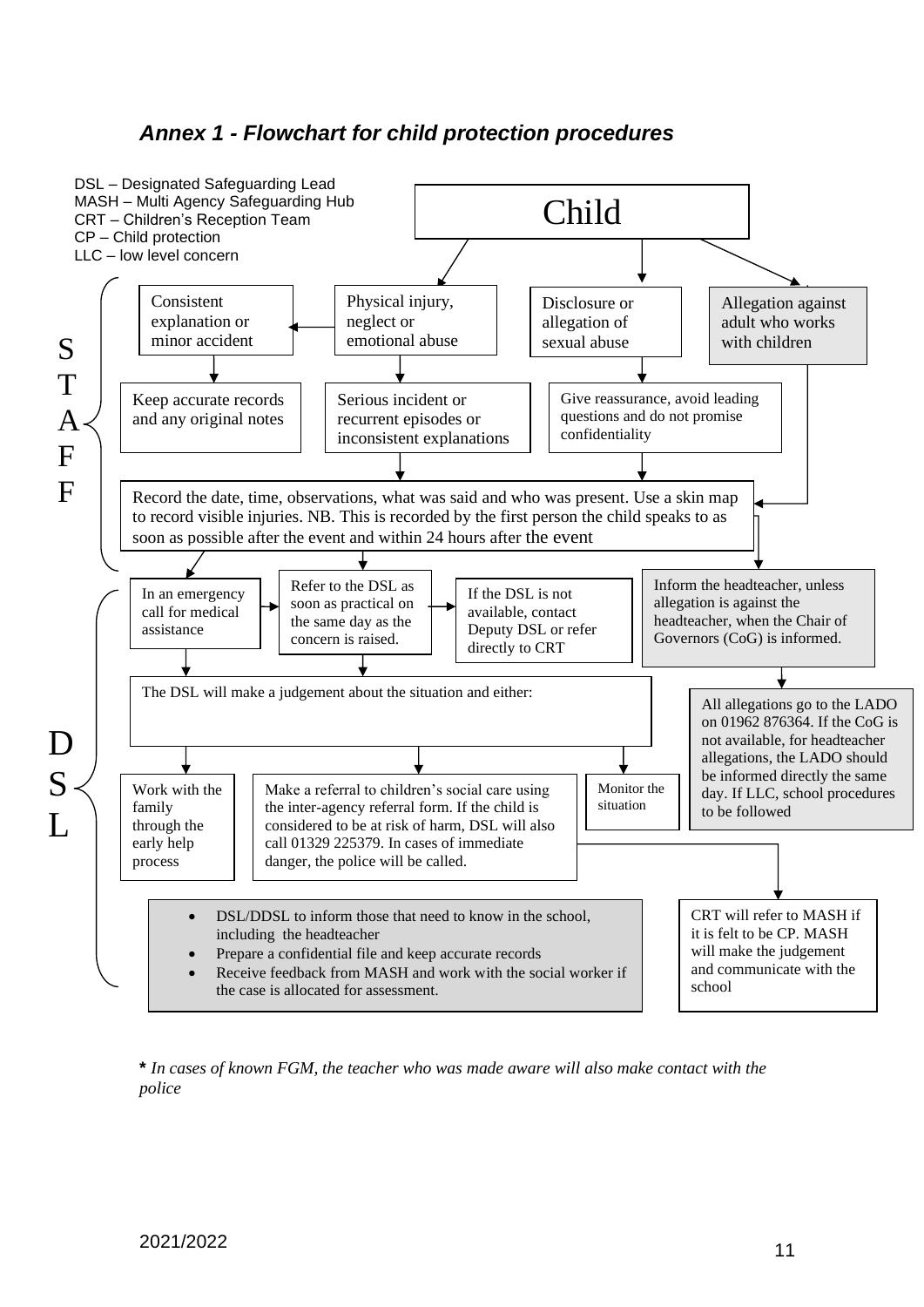### *Annex 1 - Flowchart for child protection procedures*

DSL – Designated Safeguarding Lead
MASH – Multi Agency Safeguarding Hub
CRT – Children's Reception Team
CP – Child protection
LLC – low level concern

Child

**STAFF**

Consistent explanation or minor accident

Physical injury, neglect or emotional abuse

Disclosure or allegation of sexual abuse

Allegation against adult who works with children

Keep accurate records and any original notes

Serious incident or recurrent episodes or inconsistent explanations

Give reassurance, avoid leading questions and do not promise confidentiality

Record the date, time, observations, what was said and who was present. Use a skin map to record visible injuries. NB. This is recorded by the first person the child speaks to as soon as possible after the event and within 24 hours after the event

**DSL**

In an emergency call for medical assistance

Refer to the DSL as soon as practical on the same day as the concern is raised.

If the DSL is not available, contact Deputy DSL or refer directly to CRT

Inform the headteacher, unless allegation is against the headteacher, when the Chair of Governors (CoG) is informed.

The DSL will make a judgement about the situation and either:

All allegations go to the LADO on 01962 876364. If the CoG is not available, for headteacher allegations, the LADO should be informed directly the same day. If LLC, school procedures to be followed

Work with the family through the early help process

Make a referral to children's social care using the inter-agency referral form. If the child is considered to be at risk of harm, DSL will also call 01329 225379. In cases of immediate danger, the police will be called.

Monitor the situation

- DSL/DDSL to inform those that need to know in the school, including the headteacher
- Prepare a confidential file and keep accurate records
- Receive feedback from MASH and work with the social worker if the case is allocated for assessment.

CRT will refer to MASH if it is felt to be CP. MASH will make the judgement and communicate with the school

**\*** *In cases of known FGM, the teacher who was made aware will also make contact with the police*

2021/2022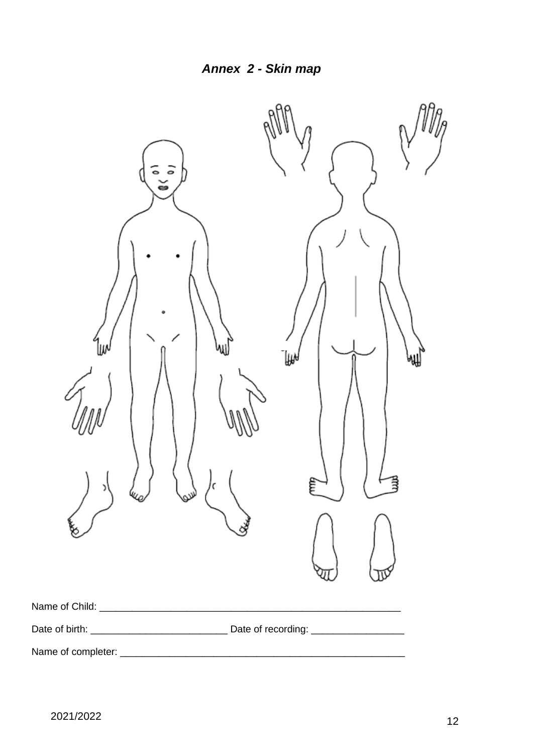***Annex 2 - Skin map***

Name of Child: ___________________________________________________________

Date of birth: __________________________ Date of recording: _________________

Name of completer: _______________________________________________________

2021/2022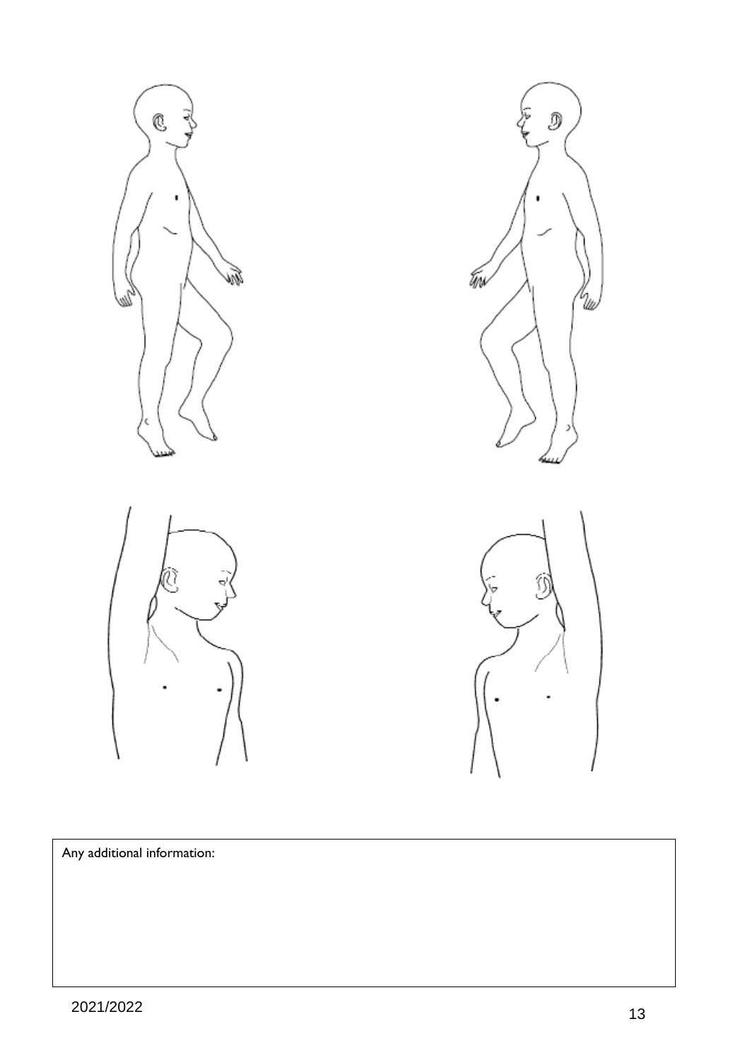Any additional information: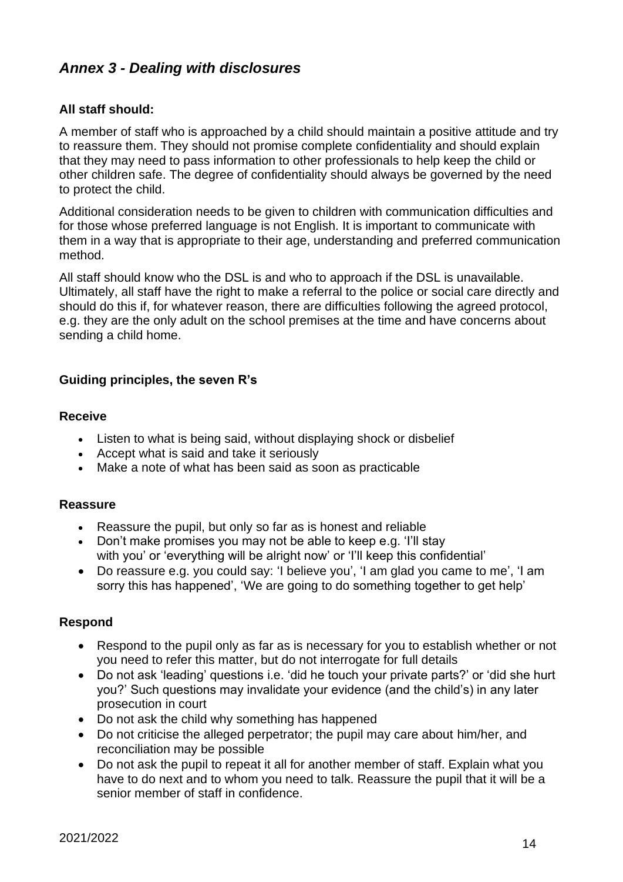## *Annex 3 - Dealing with disclosures*

**All staff should:**

A member of staff who is approached by a child should maintain a positive attitude and try to reassure them. They should not promise complete confidentiality and should explain that they may need to pass information to other professionals to help keep the child or other children safe. The degree of confidentiality should always be governed by the need to protect the child.

Additional consideration needs to be given to children with communication difficulties and for those whose preferred language is not English. It is important to communicate with them in a way that is appropriate to their age, understanding and preferred communication method.

All staff should know who the DSL is and who to approach if the DSL is unavailable. Ultimately, all staff have the right to make a referral to the police or social care directly and should do this if, for whatever reason, there are difficulties following the agreed protocol, e.g. they are the only adult on the school premises at the time and have concerns about sending a child home.

**Guiding principles, the seven R's**

**Receive**

- Listen to what is being said, without displaying shock or disbelief
- Accept what is said and take it seriously
- Make a note of what has been said as soon as practicable

**Reassure**

- Reassure the pupil, but only so far as is honest and reliable
- Don't make promises you may not be able to keep e.g. 'I'll stay with you' or 'everything will be alright now' or 'I'll keep this confidential'
- Do reassure e.g. you could say: 'I believe you', 'I am glad you came to me', 'I am sorry this has happened', 'We are going to do something together to get help'

**Respond**

- Respond to the pupil only as far as is necessary for you to establish whether or not you need to refer this matter, but do not interrogate for full details
- Do not ask 'leading' questions i.e. 'did he touch your private parts?' or 'did she hurt you?' Such questions may invalidate your evidence (and the child's) in any later prosecution in court
- Do not ask the child why something has happened
- Do not criticise the alleged perpetrator; the pupil may care about him/her, and reconciliation may be possible
- Do not ask the pupil to repeat it all for another member of staff. Explain what you have to do next and to whom you need to talk. Reassure the pupil that it will be a senior member of staff in confidence.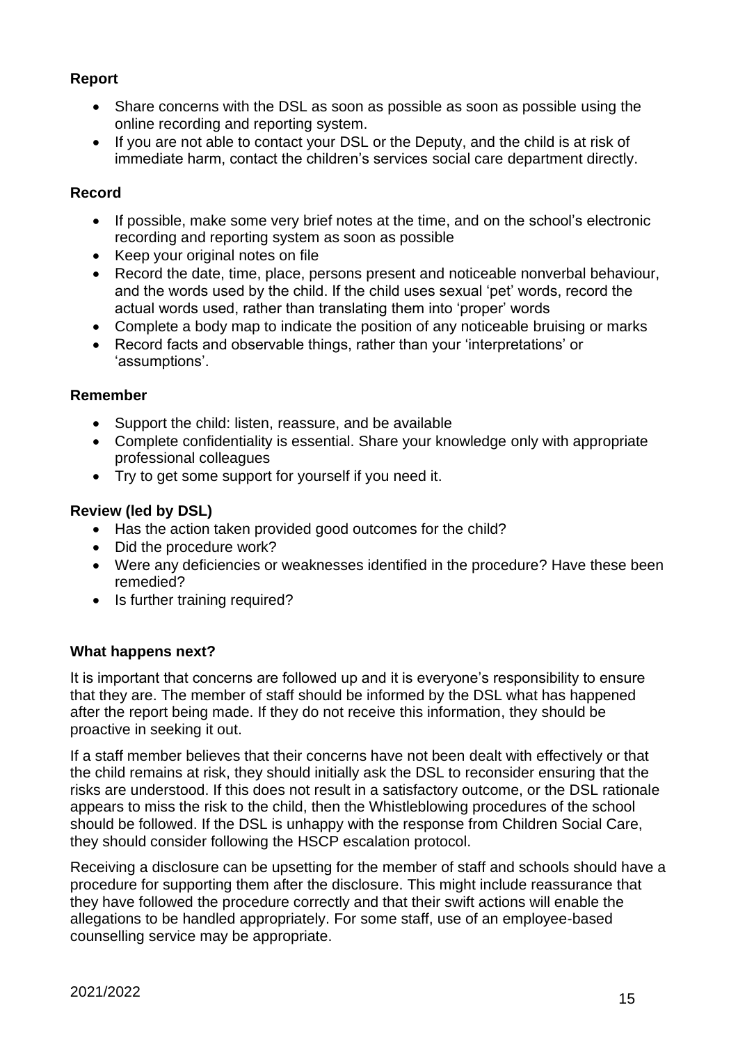**Report**

- Share concerns with the DSL as soon as possible as soon as possible using the online recording and reporting system.
- If you are not able to contact your DSL or the Deputy, and the child is at risk of immediate harm, contact the children's services social care department directly.

**Record**

- If possible, make some very brief notes at the time, and on the school's electronic recording and reporting system as soon as possible
- Keep your original notes on file
- Record the date, time, place, persons present and noticeable nonverbal behaviour, and the words used by the child. If the child uses sexual 'pet' words, record the actual words used, rather than translating them into 'proper' words
- Complete a body map to indicate the position of any noticeable bruising or marks
- Record facts and observable things, rather than your 'interpretations' or 'assumptions'.

**Remember**

- Support the child: listen, reassure, and be available
- Complete confidentiality is essential. Share your knowledge only with appropriate professional colleagues
- Try to get some support for yourself if you need it.

**Review (led by DSL)**

- Has the action taken provided good outcomes for the child?
- Did the procedure work?
- Were any deficiencies or weaknesses identified in the procedure? Have these been remedied?
- Is further training required?

**What happens next?**

It is important that concerns are followed up and it is everyone's responsibility to ensure that they are. The member of staff should be informed by the DSL what has happened after the report being made. If they do not receive this information, they should be proactive in seeking it out.

If a staff member believes that their concerns have not been dealt with effectively or that the child remains at risk, they should initially ask the DSL to reconsider ensuring that the risks are understood. If this does not result in a satisfactory outcome, or the DSL rationale appears to miss the risk to the child, then the Whistleblowing procedures of the school should be followed. If the DSL is unhappy with the response from Children Social Care, they should consider following the HSCP escalation protocol.

Receiving a disclosure can be upsetting for the member of staff and schools should have a procedure for supporting them after the disclosure. This might include reassurance that they have followed the procedure correctly and that their swift actions will enable the allegations to be handled appropriately. For some staff, use of an employee-based counselling service may be appropriate.

2021/2022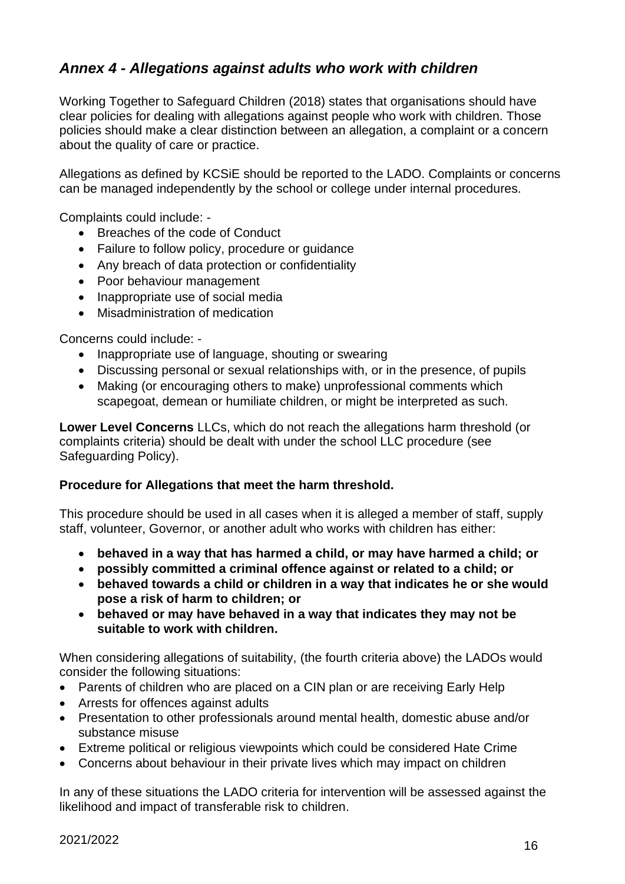## *Annex 4 - Allegations against adults who work with children*

Working Together to Safeguard Children (2018) states that organisations should have clear policies for dealing with allegations against people who work with children. Those policies should make a clear distinction between an allegation, a complaint or a concern about the quality of care or practice.

Allegations as defined by KCSiE should be reported to the LADO. Complaints or concerns can be managed independently by the school or college under internal procedures.

Complaints could include: -

- Breaches of the code of Conduct
- Failure to follow policy, procedure or guidance
- Any breach of data protection or confidentiality
- Poor behaviour management
- Inappropriate use of social media
- Misadministration of medication

Concerns could include: -

- Inappropriate use of language, shouting or swearing
- Discussing personal or sexual relationships with, or in the presence, of pupils
- Making (or encouraging others to make) unprofessional comments which scapegoat, demean or humiliate children, or might be interpreted as such.

**Lower Level Concerns** LLCs, which do not reach the allegations harm threshold (or complaints criteria) should be dealt with under the school LLC procedure (see Safeguarding Policy).

**Procedure for Allegations that meet the harm threshold.**

This procedure should be used in all cases when it is alleged a member of staff, supply staff, volunteer, Governor, or another adult who works with children has either:

- **behaved in a way that has harmed a child, or may have harmed a child; or**
- **possibly committed a criminal offence against or related to a child; or**
- **behaved towards a child or children in a way that indicates he or she would pose a risk of harm to children; or**
- **behaved or may have behaved in a way that indicates they may not be suitable to work with children.**

When considering allegations of suitability, (the fourth criteria above) the LADOs would consider the following situations:

- Parents of children who are placed on a CIN plan or are receiving Early Help
- Arrests for offences against adults
- Presentation to other professionals around mental health, domestic abuse and/or substance misuse
- Extreme political or religious viewpoints which could be considered Hate Crime
- Concerns about behaviour in their private lives which may impact on children

In any of these situations the LADO criteria for intervention will be assessed against the likelihood and impact of transferable risk to children.

2021/2022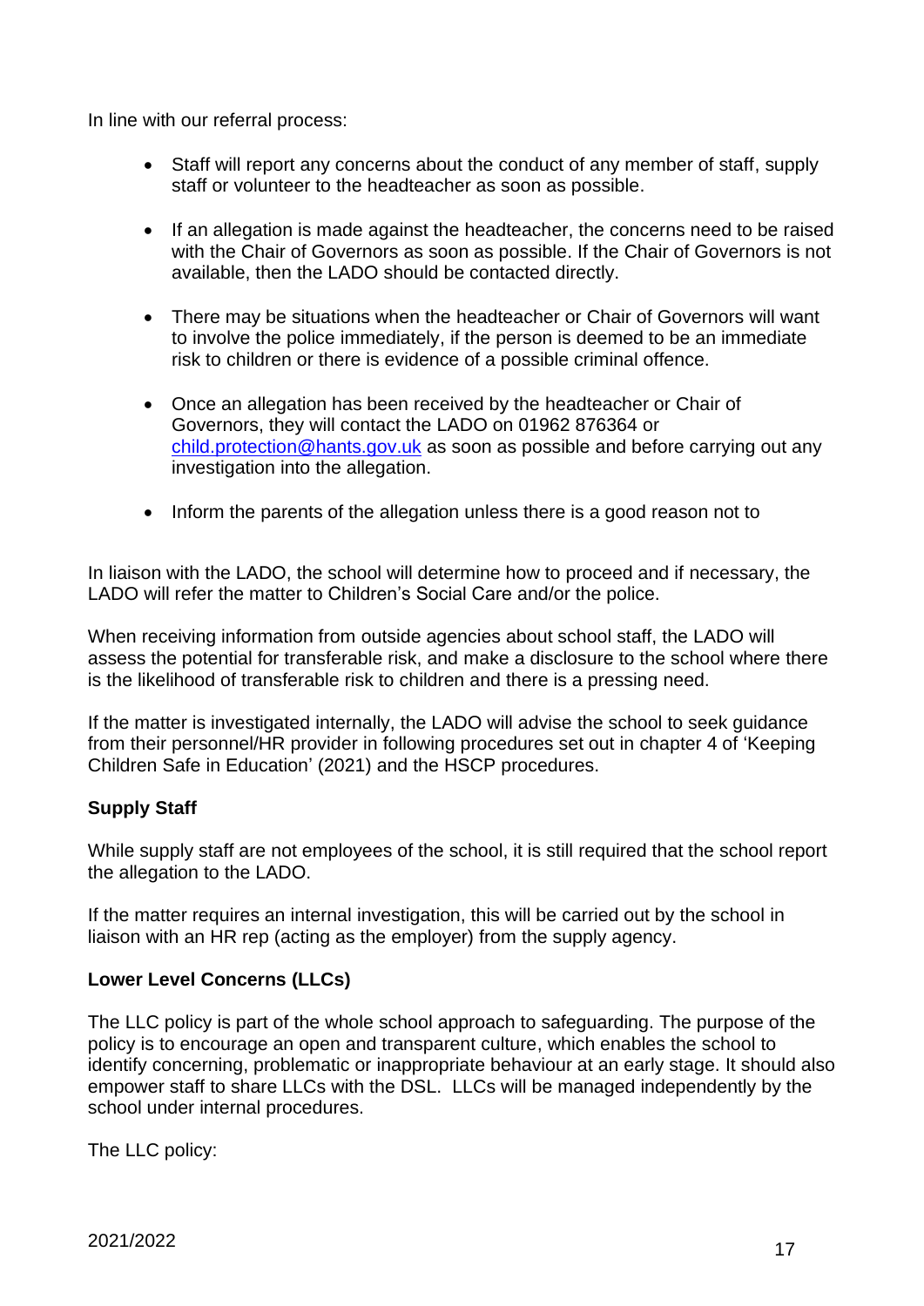In line with our referral process:

- Staff will report any concerns about the conduct of any member of staff, supply staff or volunteer to the headteacher as soon as possible.
- If an allegation is made against the headteacher, the concerns need to be raised with the Chair of Governors as soon as possible. If the Chair of Governors is not available, then the LADO should be contacted directly.
- There may be situations when the headteacher or Chair of Governors will want to involve the police immediately, if the person is deemed to be an immediate risk to children or there is evidence of a possible criminal offence.
- Once an allegation has been received by the headteacher or Chair of Governors, they will contact the LADO on 01962 876364 or [child.protection@hants.gov.uk](mailto:child.protection@hants.gov.uk) as soon as possible and before carrying out any investigation into the allegation.
- Inform the parents of the allegation unless there is a good reason not to

In liaison with the LADO, the school will determine how to proceed and if necessary, the LADO will refer the matter to Children's Social Care and/or the police.

When receiving information from outside agencies about school staff, the LADO will assess the potential for transferable risk, and make a disclosure to the school where there is the likelihood of transferable risk to children and there is a pressing need.

If the matter is investigated internally, the LADO will advise the school to seek guidance from their personnel/HR provider in following procedures set out in chapter 4 of 'Keeping Children Safe in Education' (2021) and the HSCP procedures.

**Supply Staff**

While supply staff are not employees of the school, it is still required that the school report the allegation to the LADO.

If the matter requires an internal investigation, this will be carried out by the school in liaison with an HR rep (acting as the employer) from the supply agency.

**Lower Level Concerns (LLCs)**

The LLC policy is part of the whole school approach to safeguarding. The purpose of the policy is to encourage an open and transparent culture, which enables the school to identify concerning, problematic or inappropriate behaviour at an early stage. It should also empower staff to share LLCs with the DSL. LLCs will be managed independently by the school under internal procedures.

The LLC policy: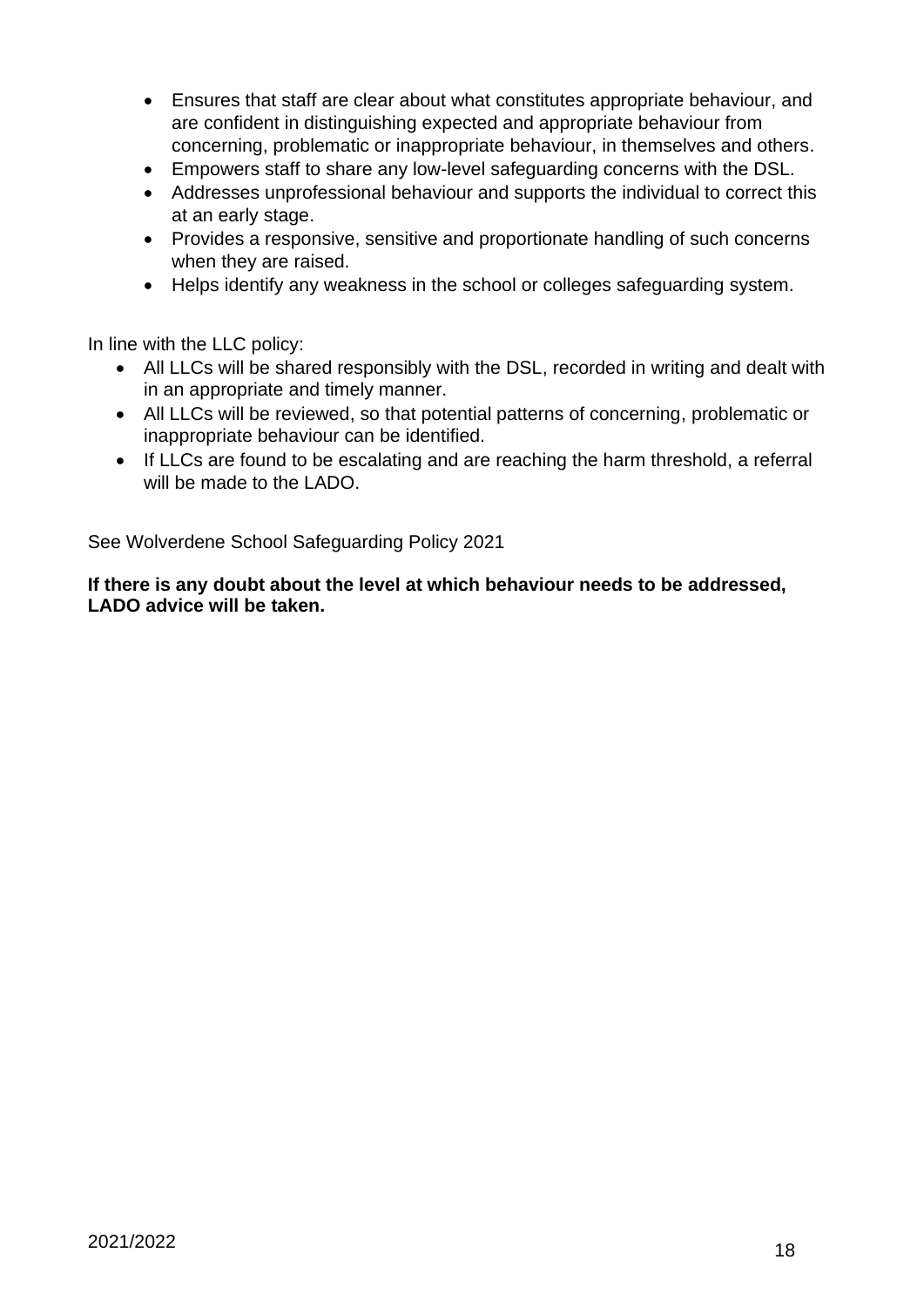- Ensures that staff are clear about what constitutes appropriate behaviour, and are confident in distinguishing expected and appropriate behaviour from concerning, problematic or inappropriate behaviour, in themselves and others.
- Empowers staff to share any low-level safeguarding concerns with the DSL.
- Addresses unprofessional behaviour and supports the individual to correct this at an early stage.
- Provides a responsive, sensitive and proportionate handling of such concerns when they are raised.
- Helps identify any weakness in the school or colleges safeguarding system.

In line with the LLC policy:

- All LLCs will be shared responsibly with the DSL, recorded in writing and dealt with in an appropriate and timely manner.
- All LLCs will be reviewed, so that potential patterns of concerning, problematic or inappropriate behaviour can be identified.
- If LLCs are found to be escalating and are reaching the harm threshold, a referral will be made to the LADO.

See Wolverdene School Safeguarding Policy 2021

**If there is any doubt about the level at which behaviour needs to be addressed, LADO advice will be taken.**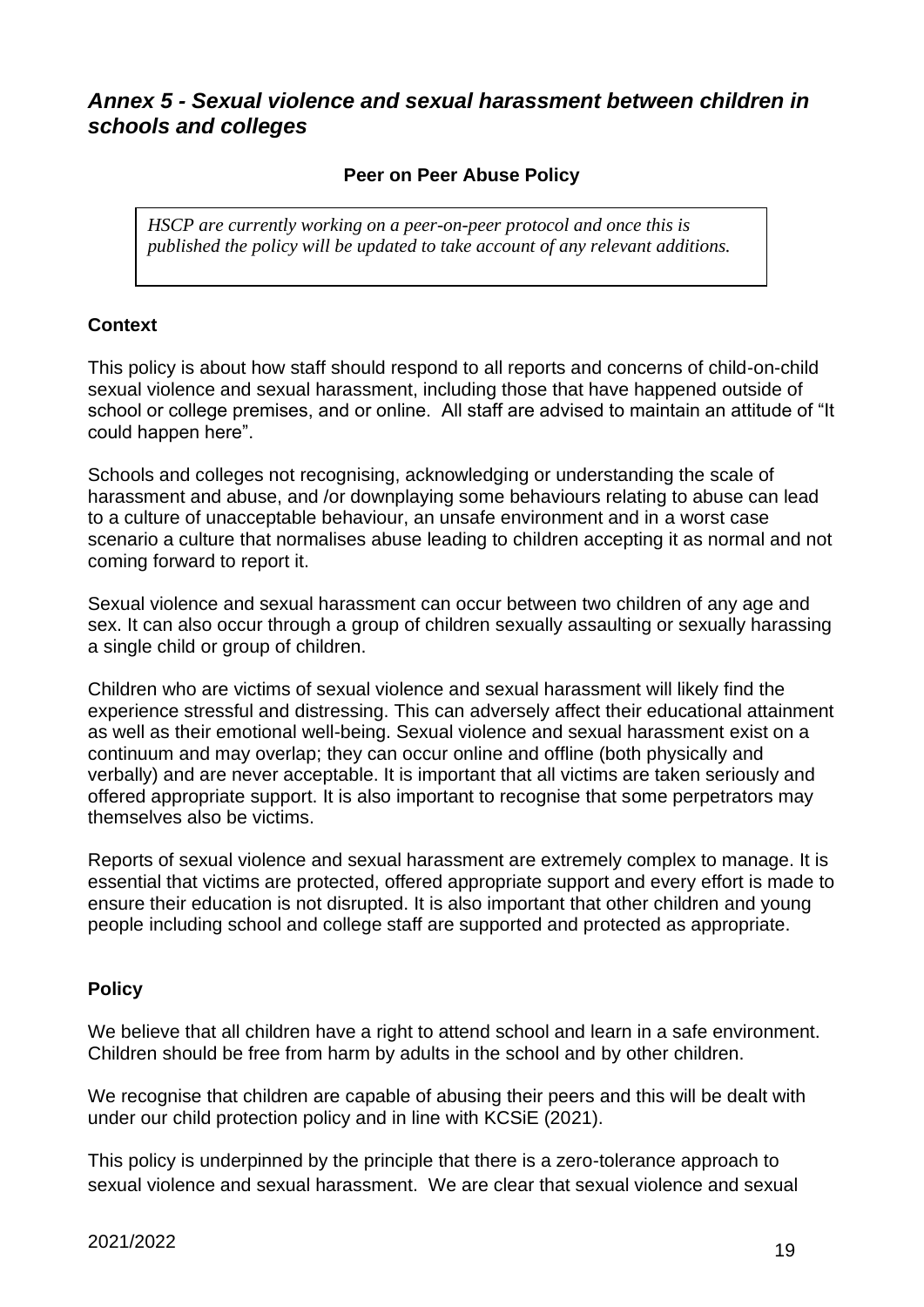## *Annex 5 - Sexual violence and sexual harassment between children in schools and colleges*

**Peer on Peer Abuse Policy**

> *HSCP are currently working on a peer-on-peer protocol and once this is published the policy will be updated to take account of any relevant additions.*

### Context

This policy is about how staff should respond to all reports and concerns of child-on-child sexual violence and sexual harassment, including those that have happened outside of school or college premises, and or online. All staff are advised to maintain an attitude of "It could happen here".

Schools and colleges not recognising, acknowledging or understanding the scale of harassment and abuse, and /or downplaying some behaviours relating to abuse can lead to a culture of unacceptable behaviour, an unsafe environment and in a worst case scenario a culture that normalises abuse leading to children accepting it as normal and not coming forward to report it.

Sexual violence and sexual harassment can occur between two children of any age and sex. It can also occur through a group of children sexually assaulting or sexually harassing a single child or group of children.

Children who are victims of sexual violence and sexual harassment will likely find the experience stressful and distressing. This can adversely affect their educational attainment as well as their emotional well-being. Sexual violence and sexual harassment exist on a continuum and may overlap; they can occur online and offline (both physically and verbally) and are never acceptable. It is important that all victims are taken seriously and offered appropriate support. It is also important to recognise that some perpetrators may themselves also be victims.

Reports of sexual violence and sexual harassment are extremely complex to manage. It is essential that victims are protected, offered appropriate support and every effort is made to ensure their education is not disrupted. It is also important that other children and young people including school and college staff are supported and protected as appropriate.

### Policy

We believe that all children have a right to attend school and learn in a safe environment. Children should be free from harm by adults in the school and by other children.

We recognise that children are capable of abusing their peers and this will be dealt with under our child protection policy and in line with KCSiE (2021).

This policy is underpinned by the principle that there is a zero-tolerance approach to sexual violence and sexual harassment. We are clear that sexual violence and sexual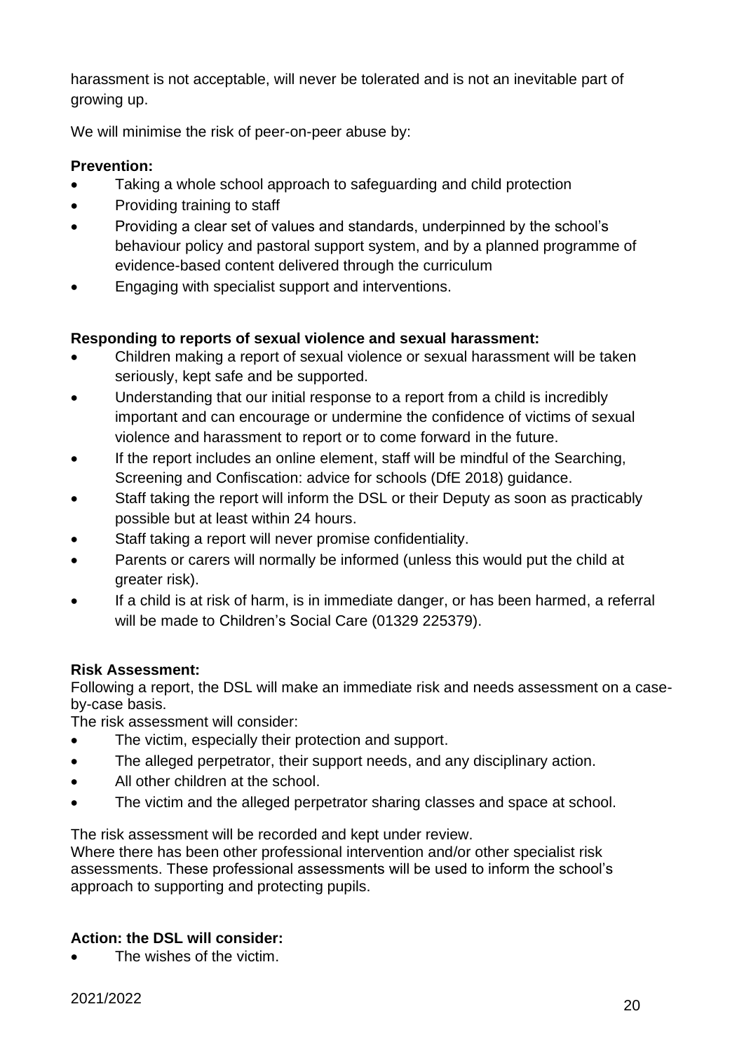harassment is not acceptable, will never be tolerated and is not an inevitable part of growing up.

We will minimise the risk of peer-on-peer abuse by:

**Prevention:**

- Taking a whole school approach to safeguarding and child protection
- Providing training to staff
- Providing a clear set of values and standards, underpinned by the school's behaviour policy and pastoral support system, and by a planned programme of evidence-based content delivered through the curriculum
- Engaging with specialist support and interventions.

**Responding to reports of sexual violence and sexual harassment:**

- Children making a report of sexual violence or sexual harassment will be taken seriously, kept safe and be supported.
- Understanding that our initial response to a report from a child is incredibly important and can encourage or undermine the confidence of victims of sexual violence and harassment to report or to come forward in the future.
- If the report includes an online element, staff will be mindful of the Searching, Screening and Confiscation: advice for schools (DfE 2018) guidance.
- Staff taking the report will inform the DSL or their Deputy as soon as practicably possible but at least within 24 hours.
- Staff taking a report will never promise confidentiality.
- Parents or carers will normally be informed (unless this would put the child at greater risk).
- If a child is at risk of harm, is in immediate danger, or has been harmed, a referral will be made to Children's Social Care (01329 225379).

**Risk Assessment:**

Following a report, the DSL will make an immediate risk and needs assessment on a case-by-case basis.

The risk assessment will consider:

- The victim, especially their protection and support.
- The alleged perpetrator, their support needs, and any disciplinary action.
- All other children at the school.
- The victim and the alleged perpetrator sharing classes and space at school.

The risk assessment will be recorded and kept under review.

Where there has been other professional intervention and/or other specialist risk assessments. These professional assessments will be used to inform the school's approach to supporting and protecting pupils.

**Action: the DSL will consider:**

- The wishes of the victim.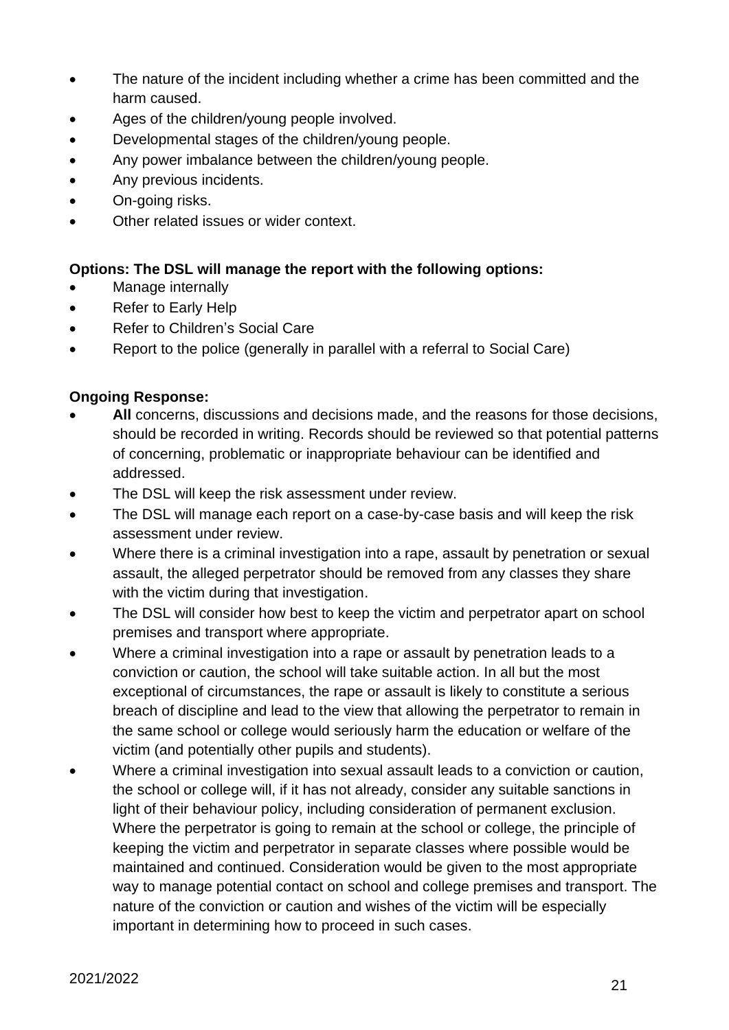- The nature of the incident including whether a crime has been committed and the harm caused.
- Ages of the children/young people involved.
- Developmental stages of the children/young people.
- Any power imbalance between the children/young people.
- Any previous incidents.
- On-going risks.
- Other related issues or wider context.

**Options: The DSL will manage the report with the following options:**

- Manage internally
- Refer to Early Help
- Refer to Children's Social Care
- Report to the police (generally in parallel with a referral to Social Care)

**Ongoing Response:**

- **All** concerns, discussions and decisions made, and the reasons for those decisions, should be recorded in writing. Records should be reviewed so that potential patterns of concerning, problematic or inappropriate behaviour can be identified and addressed.
- The DSL will keep the risk assessment under review.
- The DSL will manage each report on a case-by-case basis and will keep the risk assessment under review.
- Where there is a criminal investigation into a rape, assault by penetration or sexual assault, the alleged perpetrator should be removed from any classes they share with the victim during that investigation.
- The DSL will consider how best to keep the victim and perpetrator apart on school premises and transport where appropriate.
- Where a criminal investigation into a rape or assault by penetration leads to a conviction or caution, the school will take suitable action. In all but the most exceptional of circumstances, the rape or assault is likely to constitute a serious breach of discipline and lead to the view that allowing the perpetrator to remain in the same school or college would seriously harm the education or welfare of the victim (and potentially other pupils and students).
- Where a criminal investigation into sexual assault leads to a conviction or caution, the school or college will, if it has not already, consider any suitable sanctions in light of their behaviour policy, including consideration of permanent exclusion. Where the perpetrator is going to remain at the school or college, the principle of keeping the victim and perpetrator in separate classes where possible would be maintained and continued. Consideration would be given to the most appropriate way to manage potential contact on school and college premises and transport. The nature of the conviction or caution and wishes of the victim will be especially important in determining how to proceed in such cases.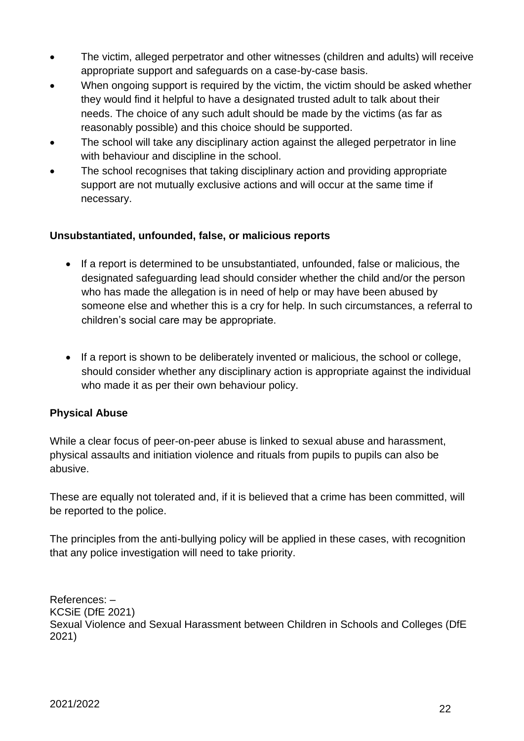- The victim, alleged perpetrator and other witnesses (children and adults) will receive appropriate support and safeguards on a case-by-case basis.
- When ongoing support is required by the victim, the victim should be asked whether they would find it helpful to have a designated trusted adult to talk about their needs. The choice of any such adult should be made by the victims (as far as reasonably possible) and this choice should be supported.
- The school will take any disciplinary action against the alleged perpetrator in line with behaviour and discipline in the school.
- The school recognises that taking disciplinary action and providing appropriate support are not mutually exclusive actions and will occur at the same time if necessary.

**Unsubstantiated, unfounded, false, or malicious reports**

- If a report is determined to be unsubstantiated, unfounded, false or malicious, the designated safeguarding lead should consider whether the child and/or the person who has made the allegation is in need of help or may have been abused by someone else and whether this is a cry for help. In such circumstances, a referral to children's social care may be appropriate.

- If a report is shown to be deliberately invented or malicious, the school or college, should consider whether any disciplinary action is appropriate against the individual who made it as per their own behaviour policy.

**Physical Abuse**

While a clear focus of peer-on-peer abuse is linked to sexual abuse and harassment, physical assaults and initiation violence and rituals from pupils to pupils can also be abusive.

These are equally not tolerated and, if it is believed that a crime has been committed, will be reported to the police.

The principles from the anti-bullying policy will be applied in these cases, with recognition that any police investigation will need to take priority.

References: –
KCSiE (DfE 2021)
Sexual Violence and Sexual Harassment between Children in Schools and Colleges (DfE 2021)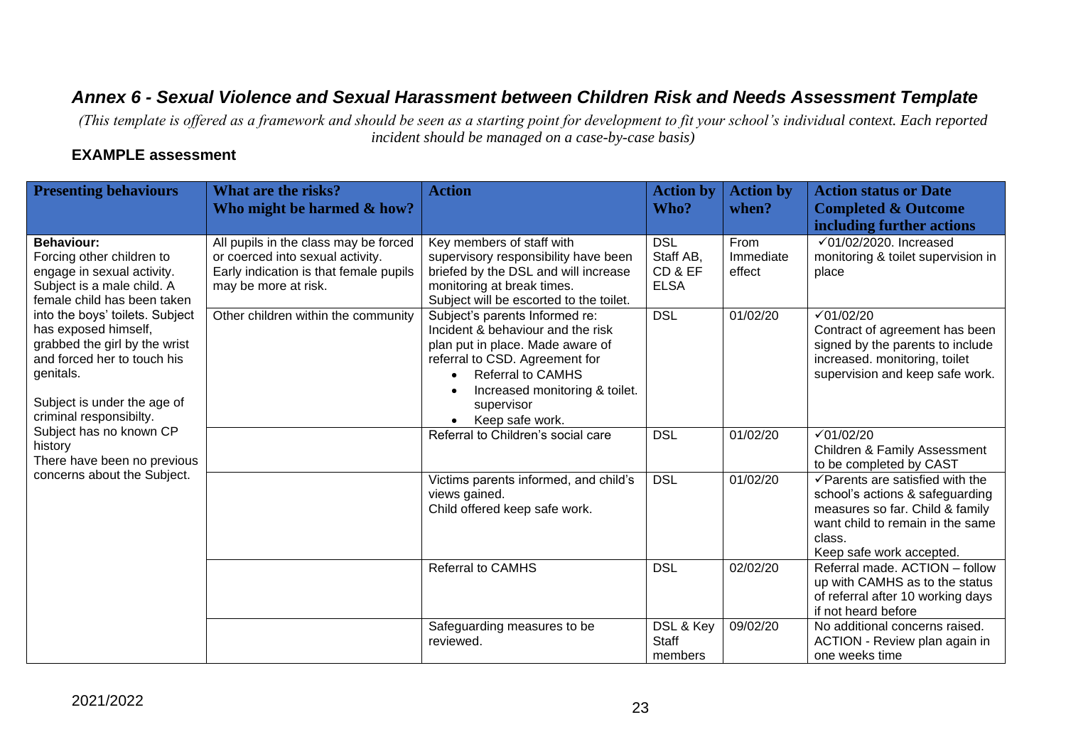## *Annex 6 - Sexual Violence and Sexual Harassment between Children Risk and Needs Assessment Template*

*(This template is offered as a framework and should be seen as a starting point for development to fit your school's individual context. Each reported incident should be managed on a case-by-case basis)*

**EXAMPLE assessment**

| Presenting behaviours | What are the risks? Who might be harmed & how? | Action | Action by Who? | Action by when? | Action status or Date Completed & Outcome including further actions |
|---|---|---|---|---|---|
| **Behaviour:** Forcing other children to engage in sexual activity. Subject is a male child. A female child has been taken into the boys' toilets. Subject has exposed himself, grabbed the girl by the wrist and forced her to touch his genitals.<br><br>Subject is under the age of criminal responsibilty. Subject has no known CP history There have been no previous concerns about the Subject. | All pupils in the class may be forced or coerced into sexual activity. Early indication is that female pupils may be more at risk. | Key members of staff with supervisory responsibility have been briefed by the DSL and will increase monitoring at break times. Subject will be escorted to the toilet. | DSL Staff AB, CD & EF ELSA | From Immediate effect | ✓01/02/2020. Increased monitoring & toilet supervision in place |
| | Other children within the community | Subject's parents Informed re: Incident & behaviour and the risk plan put in place. Made aware of referral to CSD. Agreement for<br>• Referral to CAMHS<br>• Increased monitoring & toilet. supervisor<br>• Keep safe work. | DSL | 01/02/20 | ✓01/02/20 Contract of agreement has been signed by the parents to include increased. monitoring, toilet supervision and keep safe work. |
| | | Referral to Children's social care | DSL | 01/02/20 | ✓01/02/20 Children & Family Assessment to be completed by CAST |
| | | Victims parents informed, and child's views gained. Child offered keep safe work. | DSL | 01/02/20 | ✓Parents are satisfied with the school's actions & safeguarding measures so far. Child & family want child to remain in the same class. Keep safe work accepted. |
| | | Referral to CAMHS | DSL | 02/02/20 | Referral made. ACTION – follow up with CAMHS as to the status of referral after 10 working days if not heard before |
| | | Safeguarding measures to be reviewed. | DSL & Key Staff members | 09/02/20 | No additional concerns raised. ACTION - Review plan again in one weeks time |

2021/2022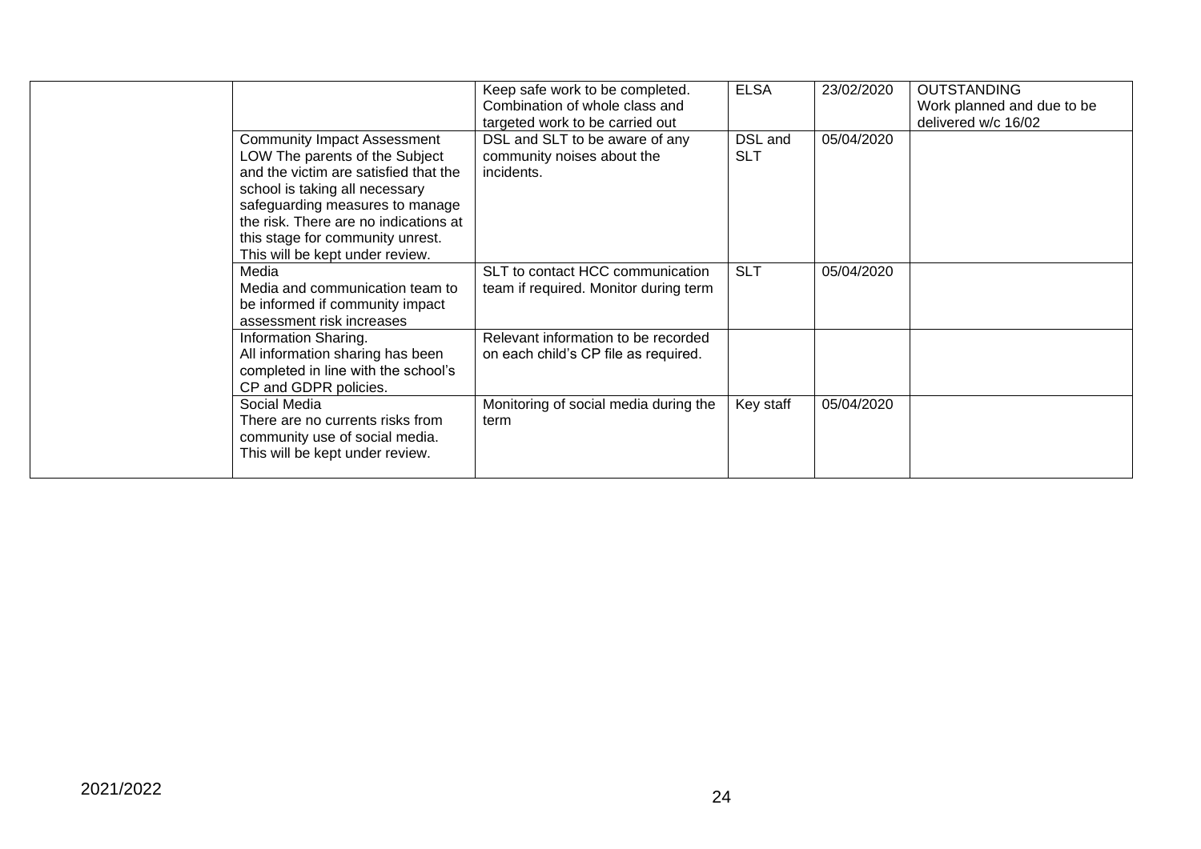| | | | | | |
|---|---|---|---|---|---|
| | | Keep safe work to be completed. Combination of whole class and targeted work to be carried out | ELSA | 23/02/2020 | OUTSTANDING Work planned and due to be delivered w/c 16/02 |
| | Community Impact Assessment LOW The parents of the Subject and the victim are satisfied that the school is taking all necessary safeguarding measures to manage the risk. There are no indications at this stage for community unrest. This will be kept under review. | DSL and SLT to be aware of any community noises about the incidents. | DSL and SLT | 05/04/2020 | |
| | Media Media and communication team to be informed if community impact assessment risk increases | SLT to contact HCC communication team if required. Monitor during term | SLT | 05/04/2020 | |
| | Information Sharing. All information sharing has been completed in line with the school's CP and GDPR policies. | Relevant information to be recorded on each child's CP file as required. | | | |
| | Social Media There are no currents risks from community use of social media. This will be kept under review. | Monitoring of social media during the term | Key staff | 05/04/2020 | |

2021/2022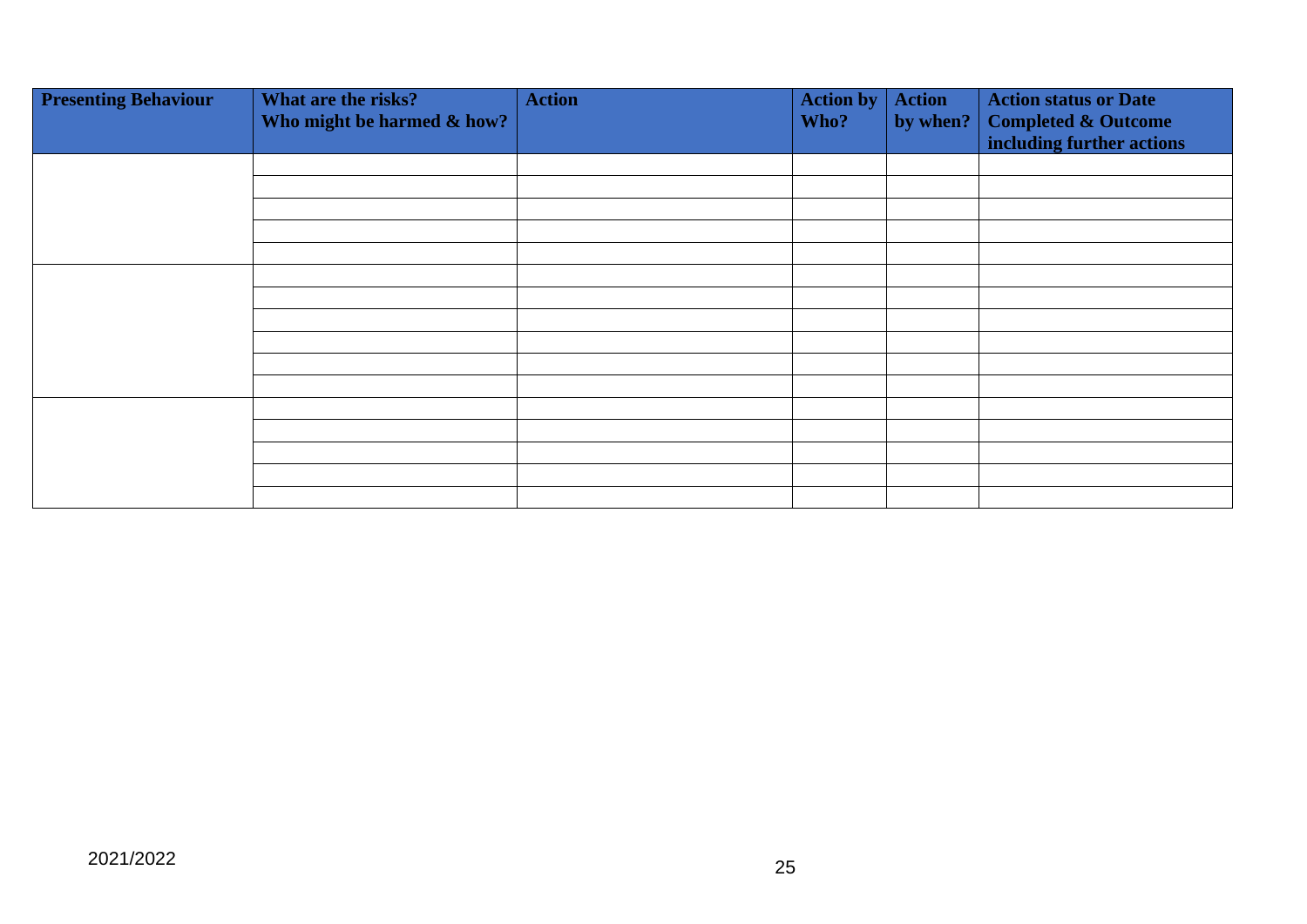| Presenting Behaviour | What are the risks? Who might be harmed & how? | Action | Action by Who? | Action by when? | Action status or Date Completed & Outcome including further actions |
|---|---|---|---|---|---|
| | | | | | |
| | | | | | |
| | | | | | |
| | | | | | |
| | | | | | |
| | | | | | |
| | | | | | |
| | | | | | |
| | | | | | |
| | | | | | |
| | | | | | |
| | | | | | |
| | | | | | |
| | | | | | |
| | | | | | |
| | | | | | |

2021/2022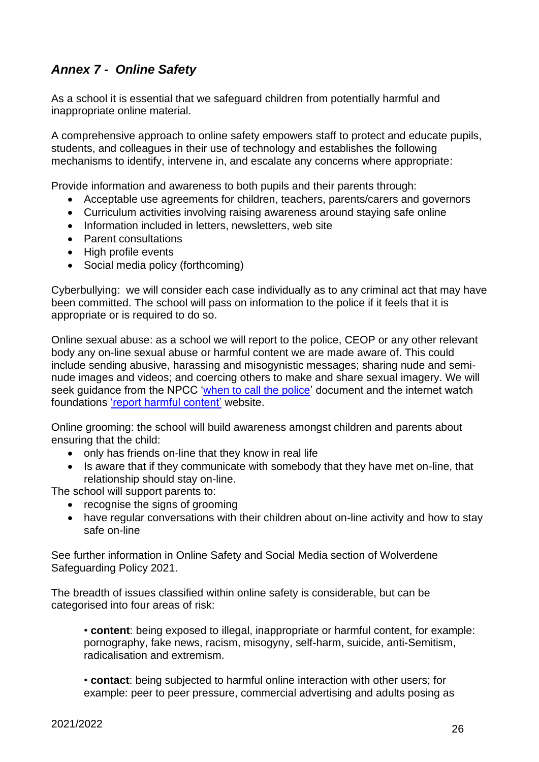## *Annex 7 - Online Safety*

As a school it is essential that we safeguard children from potentially harmful and inappropriate online material.

A comprehensive approach to online safety empowers staff to protect and educate pupils, students, and colleagues in their use of technology and establishes the following mechanisms to identify, intervene in, and escalate any concerns where appropriate:

Provide information and awareness to both pupils and their parents through:

- Acceptable use agreements for children, teachers, parents/carers and governors
- Curriculum activities involving raising awareness around staying safe online
- Information included in letters, newsletters, web site
- Parent consultations
- High profile events
- Social media policy (forthcoming)

Cyberbullying: we will consider each case individually as to any criminal act that may have been committed. The school will pass on information to the police if it feels that it is appropriate or is required to do so.

Online sexual abuse: as a school we will report to the police, CEOP or any other relevant body any on-line sexual abuse or harmful content we are made aware of. This could include sending abusive, harassing and misogynistic messages; sharing nude and semi-nude images and videos; and coercing others to make and share sexual imagery. We will seek guidance from the NPCC 'when to call the police' document and the internet watch foundations 'report harmful content' website.

Online grooming: the school will build awareness amongst children and parents about ensuring that the child:

- only has friends on-line that they know in real life
- Is aware that if they communicate with somebody that they have met on-line, that relationship should stay on-line.

The school will support parents to:

- recognise the signs of grooming
- have regular conversations with their children about on-line activity and how to stay safe on-line

See further information in Online Safety and Social Media section of Wolverdene Safeguarding Policy 2021.

The breadth of issues classified within online safety is considerable, but can be categorised into four areas of risk:

• **content**: being exposed to illegal, inappropriate or harmful content, for example: pornography, fake news, racism, misogyny, self-harm, suicide, anti-Semitism, radicalisation and extremism.

• **contact**: being subjected to harmful online interaction with other users; for example: peer to peer pressure, commercial advertising and adults posing as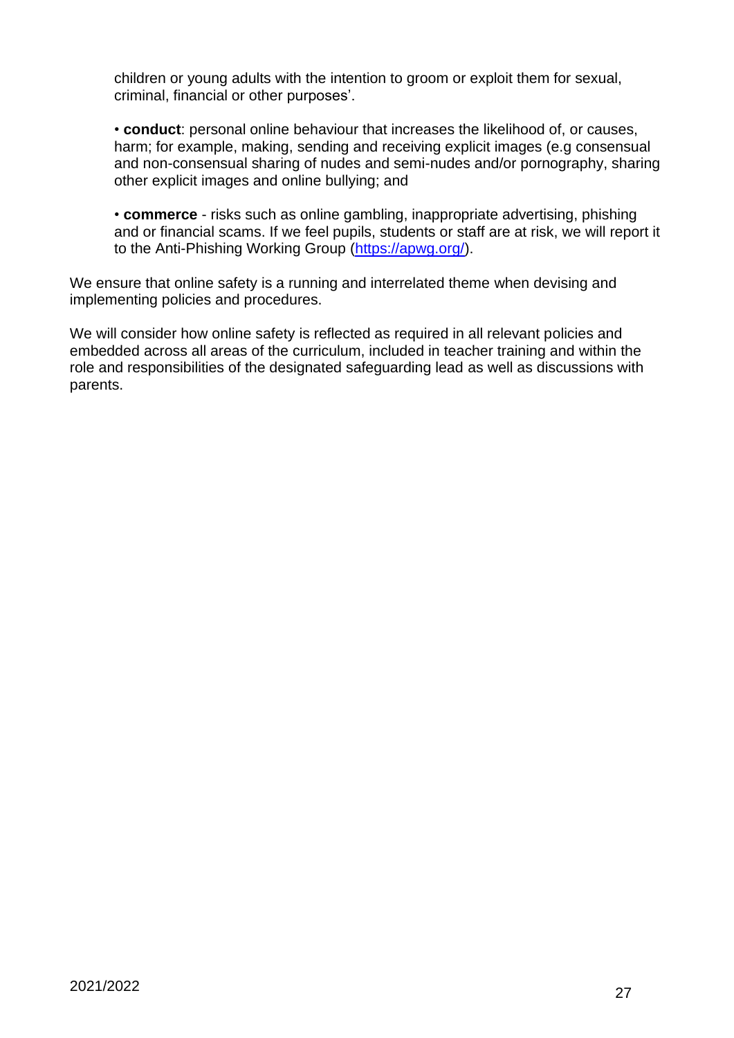children or young adults with the intention to groom or exploit them for sexual, criminal, financial or other purposes'.

• **conduct**: personal online behaviour that increases the likelihood of, or causes, harm; for example, making, sending and receiving explicit images (e.g consensual and non-consensual sharing of nudes and semi-nudes and/or pornography, sharing other explicit images and online bullying; and

• **commerce** - risks such as online gambling, inappropriate advertising, phishing and or financial scams. If we feel pupils, students or staff are at risk, we will report it to the Anti-Phishing Working Group (https://apwg.org/).

We ensure that online safety is a running and interrelated theme when devising and implementing policies and procedures.

We will consider how online safety is reflected as required in all relevant policies and embedded across all areas of the curriculum, included in teacher training and within the role and responsibilities of the designated safeguarding lead as well as discussions with parents.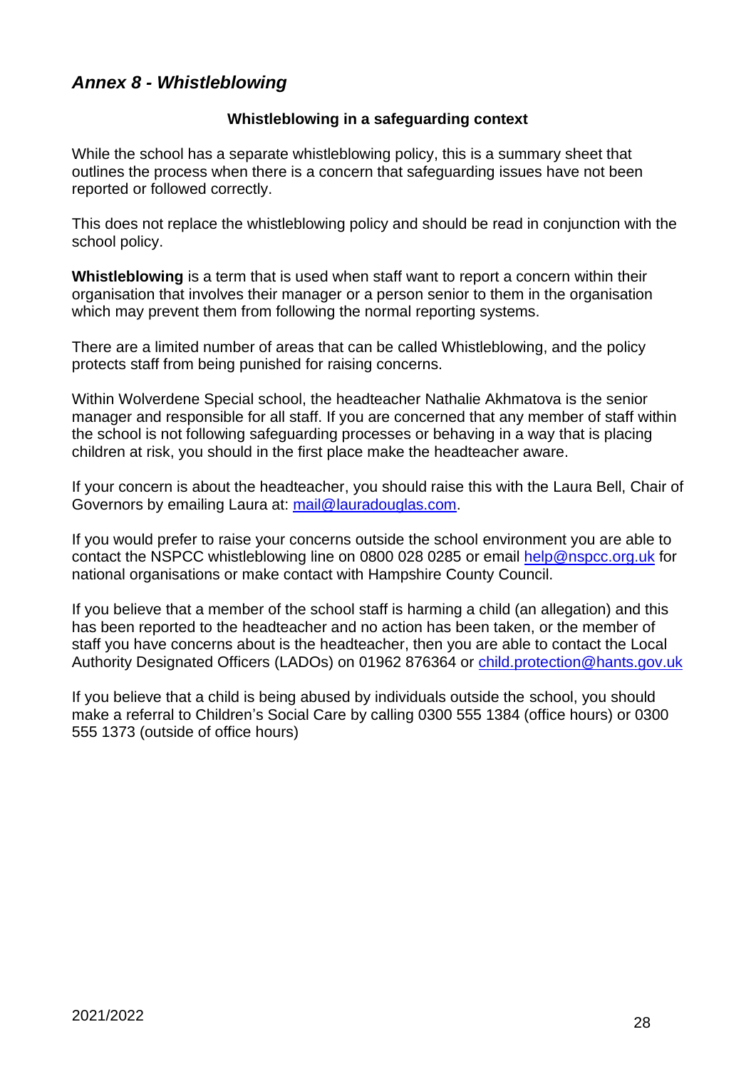## *Annex 8 - Whistleblowing*

**Whistleblowing in a safeguarding context**

While the school has a separate whistleblowing policy, this is a summary sheet that outlines the process when there is a concern that safeguarding issues have not been reported or followed correctly.

This does not replace the whistleblowing policy and should be read in conjunction with the school policy.

**Whistleblowing** is a term that is used when staff want to report a concern within their organisation that involves their manager or a person senior to them in the organisation which may prevent them from following the normal reporting systems.

There are a limited number of areas that can be called Whistleblowing, and the policy protects staff from being punished for raising concerns.

Within Wolverdene Special school, the headteacher Nathalie Akhmatova is the senior manager and responsible for all staff. If you are concerned that any member of staff within the school is not following safeguarding processes or behaving in a way that is placing children at risk, you should in the first place make the headteacher aware.

If your concern is about the headteacher, you should raise this with the Laura Bell, Chair of Governors by emailing Laura at: mail@lauradouglas.com.

If you would prefer to raise your concerns outside the school environment you are able to contact the NSPCC whistleblowing line on 0800 028 0285 or email help@nspcc.org.uk for national organisations or make contact with Hampshire County Council.

If you believe that a member of the school staff is harming a child (an allegation) and this has been reported to the headteacher and no action has been taken, or the member of staff you have concerns about is the headteacher, then you are able to contact the Local Authority Designated Officers (LADOs) on 01962 876364 or child.protection@hants.gov.uk

If you believe that a child is being abused by individuals outside the school, you should make a referral to Children's Social Care by calling 0300 555 1384 (office hours) or 0300 555 1373 (outside of office hours)

2021/2022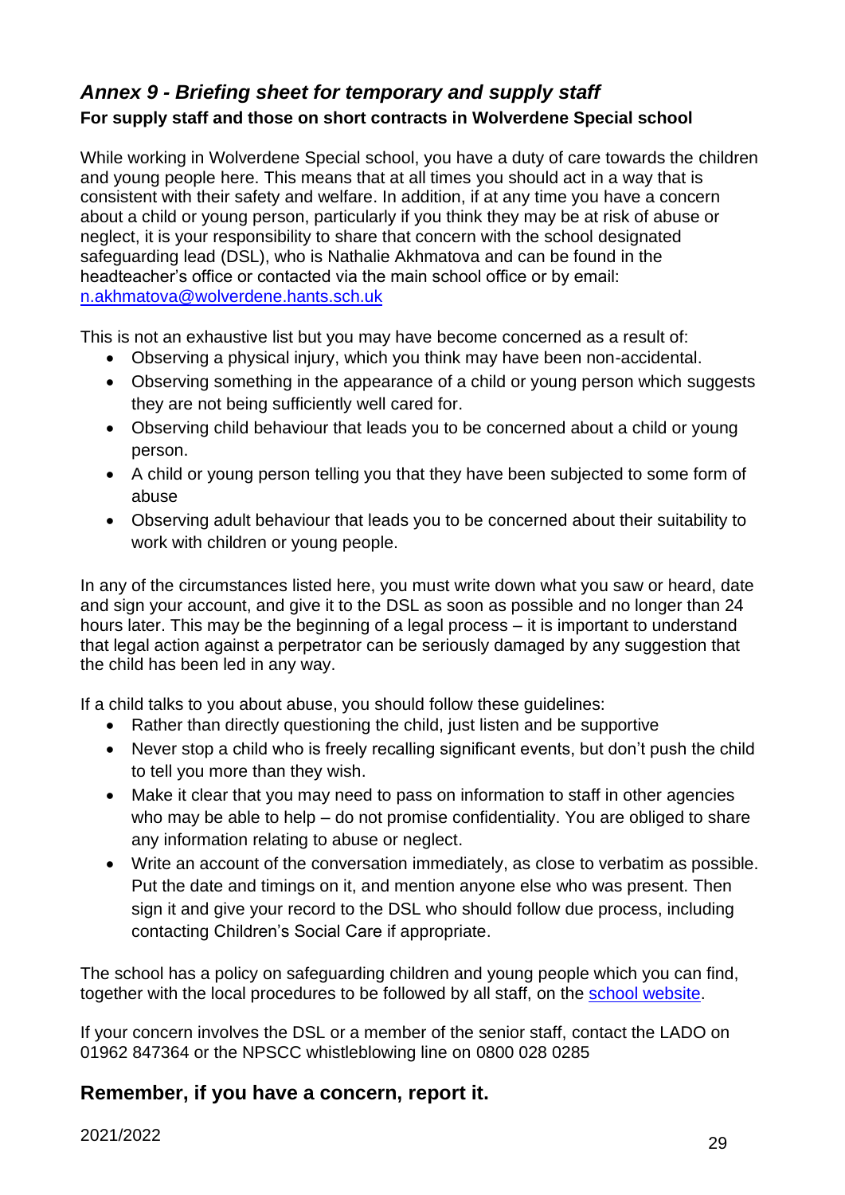## *Annex 9 - Briefing sheet for temporary and supply staff*

**For supply staff and those on short contracts in Wolverdene Special school**

While working in Wolverdene Special school, you have a duty of care towards the children and young people here. This means that at all times you should act in a way that is consistent with their safety and welfare. In addition, if at any time you have a concern about a child or young person, particularly if you think they may be at risk of abuse or neglect, it is your responsibility to share that concern with the school designated safeguarding lead (DSL), who is Nathalie Akhmatova and can be found in the headteacher's office or contacted via the main school office or by email: [n.akhmatova@wolverdene.hants.sch.uk](mailto:n.akhmatova@wolverdene.hants.sch.uk)

This is not an exhaustive list but you may have become concerned as a result of:

- Observing a physical injury, which you think may have been non-accidental.
- Observing something in the appearance of a child or young person which suggests they are not being sufficiently well cared for.
- Observing child behaviour that leads you to be concerned about a child or young person.
- A child or young person telling you that they have been subjected to some form of abuse
- Observing adult behaviour that leads you to be concerned about their suitability to work with children or young people.

In any of the circumstances listed here, you must write down what you saw or heard, date and sign your account, and give it to the DSL as soon as possible and no longer than 24 hours later. This may be the beginning of a legal process – it is important to understand that legal action against a perpetrator can be seriously damaged by any suggestion that the child has been led in any way.

If a child talks to you about abuse, you should follow these guidelines:

- Rather than directly questioning the child, just listen and be supportive
- Never stop a child who is freely recalling significant events, but don't push the child to tell you more than they wish.
- Make it clear that you may need to pass on information to staff in other agencies who may be able to help – do not promise confidentiality. You are obliged to share any information relating to abuse or neglect.
- Write an account of the conversation immediately, as close to verbatim as possible. Put the date and timings on it, and mention anyone else who was present. Then sign it and give your record to the DSL who should follow due process, including contacting Children's Social Care if appropriate.

The school has a policy on safeguarding children and young people which you can find, together with the local procedures to be followed by all staff, on the school website.

If your concern involves the DSL or a member of the senior staff, contact the LADO on 01962 847364 or the NPSCC whistleblowing line on 0800 028 0285

## Remember, if you have a concern, report it.

2021/2022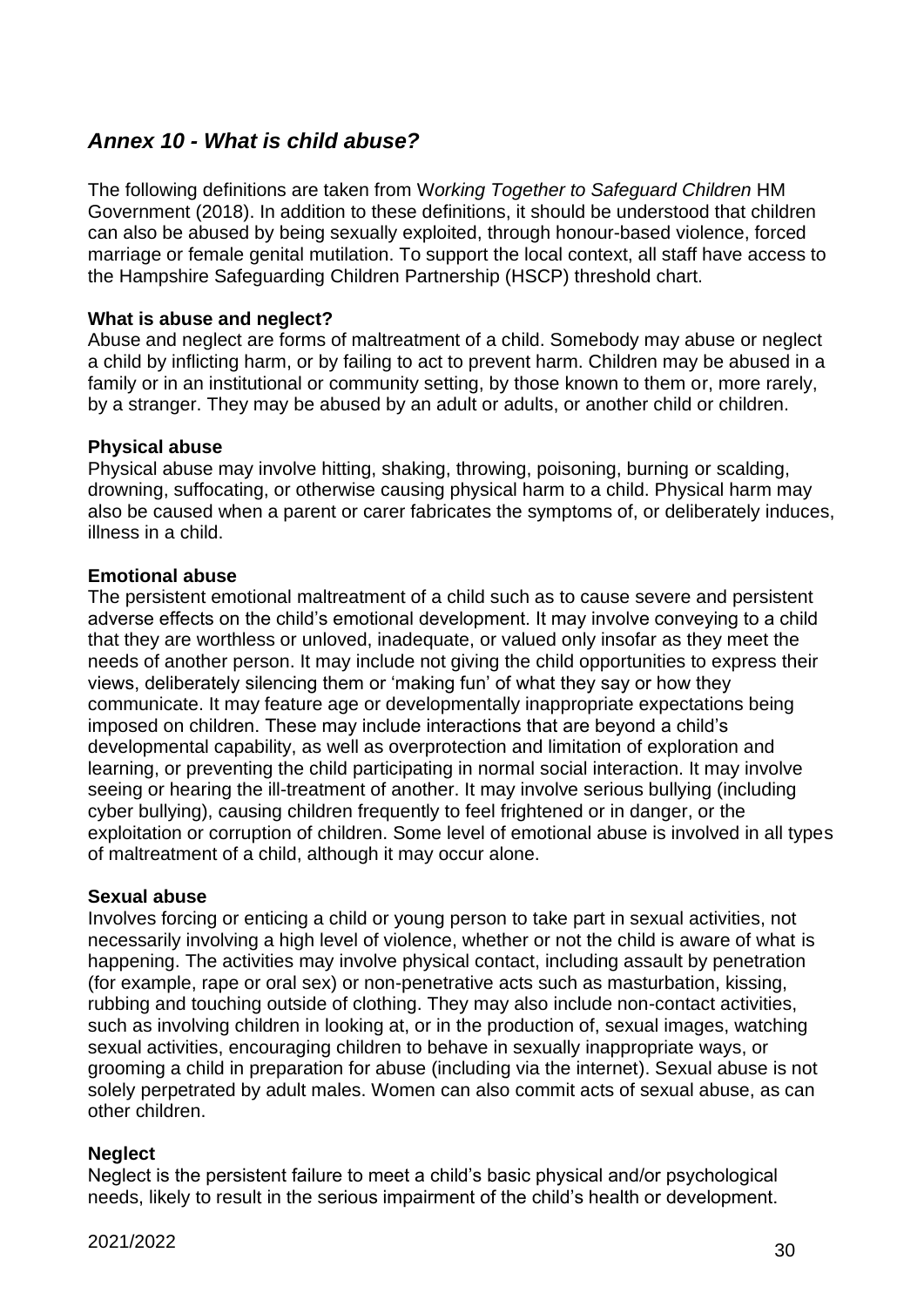## *Annex 10 - What is child abuse?*

The following definitions are taken from *Working Together to Safeguard Children* HM Government (2018). In addition to these definitions, it should be understood that children can also be abused by being sexually exploited, through honour-based violence, forced marriage or female genital mutilation. To support the local context, all staff have access to the Hampshire Safeguarding Children Partnership (HSCP) threshold chart.

**What is abuse and neglect?**
Abuse and neglect are forms of maltreatment of a child. Somebody may abuse or neglect a child by inflicting harm, or by failing to act to prevent harm. Children may be abused in a family or in an institutional or community setting, by those known to them or, more rarely, by a stranger. They may be abused by an adult or adults, or another child or children.

**Physical abuse**
Physical abuse may involve hitting, shaking, throwing, poisoning, burning or scalding, drowning, suffocating, or otherwise causing physical harm to a child. Physical harm may also be caused when a parent or carer fabricates the symptoms of, or deliberately induces, illness in a child.

**Emotional abuse**
The persistent emotional maltreatment of a child such as to cause severe and persistent adverse effects on the child's emotional development. It may involve conveying to a child that they are worthless or unloved, inadequate, or valued only insofar as they meet the needs of another person. It may include not giving the child opportunities to express their views, deliberately silencing them or 'making fun' of what they say or how they communicate. It may feature age or developmentally inappropriate expectations being imposed on children. These may include interactions that are beyond a child's developmental capability, as well as overprotection and limitation of exploration and learning, or preventing the child participating in normal social interaction. It may involve seeing or hearing the ill-treatment of another. It may involve serious bullying (including cyber bullying), causing children frequently to feel frightened or in danger, or the exploitation or corruption of children. Some level of emotional abuse is involved in all types of maltreatment of a child, although it may occur alone.

**Sexual abuse**
Involves forcing or enticing a child or young person to take part in sexual activities, not necessarily involving a high level of violence, whether or not the child is aware of what is happening. The activities may involve physical contact, including assault by penetration (for example, rape or oral sex) or non-penetrative acts such as masturbation, kissing, rubbing and touching outside of clothing. They may also include non-contact activities, such as involving children in looking at, or in the production of, sexual images, watching sexual activities, encouraging children to behave in sexually inappropriate ways, or grooming a child in preparation for abuse (including via the internet). Sexual abuse is not solely perpetrated by adult males. Women can also commit acts of sexual abuse, as can other children.

**Neglect**
Neglect is the persistent failure to meet a child's basic physical and/or psychological needs, likely to result in the serious impairment of the child's health or development.

2021/2022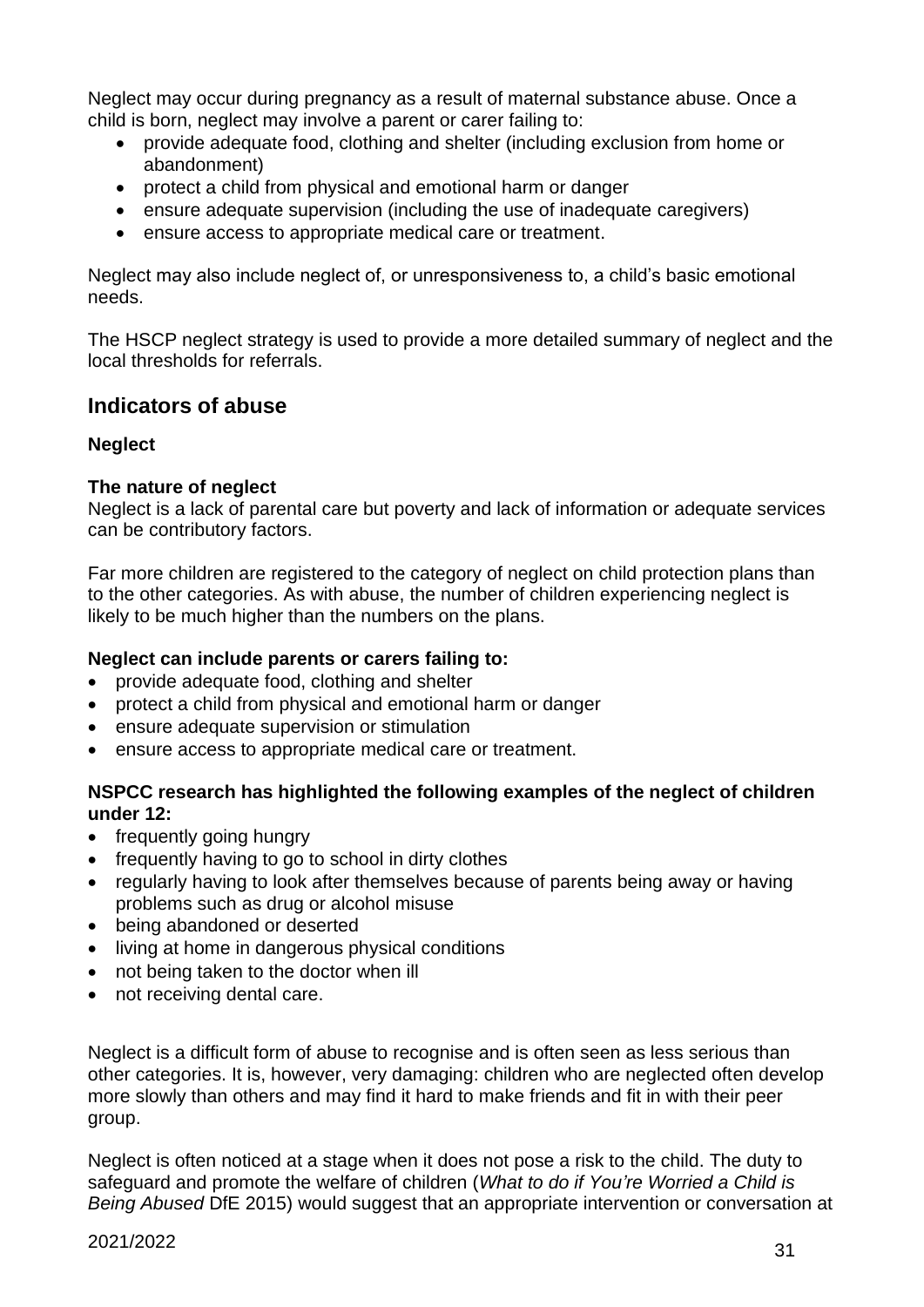Neglect may occur during pregnancy as a result of maternal substance abuse. Once a child is born, neglect may involve a parent or carer failing to:

- provide adequate food, clothing and shelter (including exclusion from home or abandonment)
- protect a child from physical and emotional harm or danger
- ensure adequate supervision (including the use of inadequate caregivers)
- ensure access to appropriate medical care or treatment.

Neglect may also include neglect of, or unresponsiveness to, a child's basic emotional needs.

The HSCP neglect strategy is used to provide a more detailed summary of neglect and the local thresholds for referrals.

## Indicators of abuse

**Neglect**

**The nature of neglect**

Neglect is a lack of parental care but poverty and lack of information or adequate services can be contributory factors.

Far more children are registered to the category of neglect on child protection plans than to the other categories. As with abuse, the number of children experiencing neglect is likely to be much higher than the numbers on the plans.

**Neglect can include parents or carers failing to:**

- provide adequate food, clothing and shelter
- protect a child from physical and emotional harm or danger
- ensure adequate supervision or stimulation
- ensure access to appropriate medical care or treatment.

**NSPCC research has highlighted the following examples of the neglect of children under 12:**

- frequently going hungry
- frequently having to go to school in dirty clothes
- regularly having to look after themselves because of parents being away or having problems such as drug or alcohol misuse
- being abandoned or deserted
- living at home in dangerous physical conditions
- not being taken to the doctor when ill
- not receiving dental care.

Neglect is a difficult form of abuse to recognise and is often seen as less serious than other categories. It is, however, very damaging: children who are neglected often develop more slowly than others and may find it hard to make friends and fit in with their peer group.

Neglect is often noticed at a stage when it does not pose a risk to the child. The duty to safeguard and promote the welfare of children (*What to do if You're Worried a Child is Being Abused* DfE 2015) would suggest that an appropriate intervention or conversation at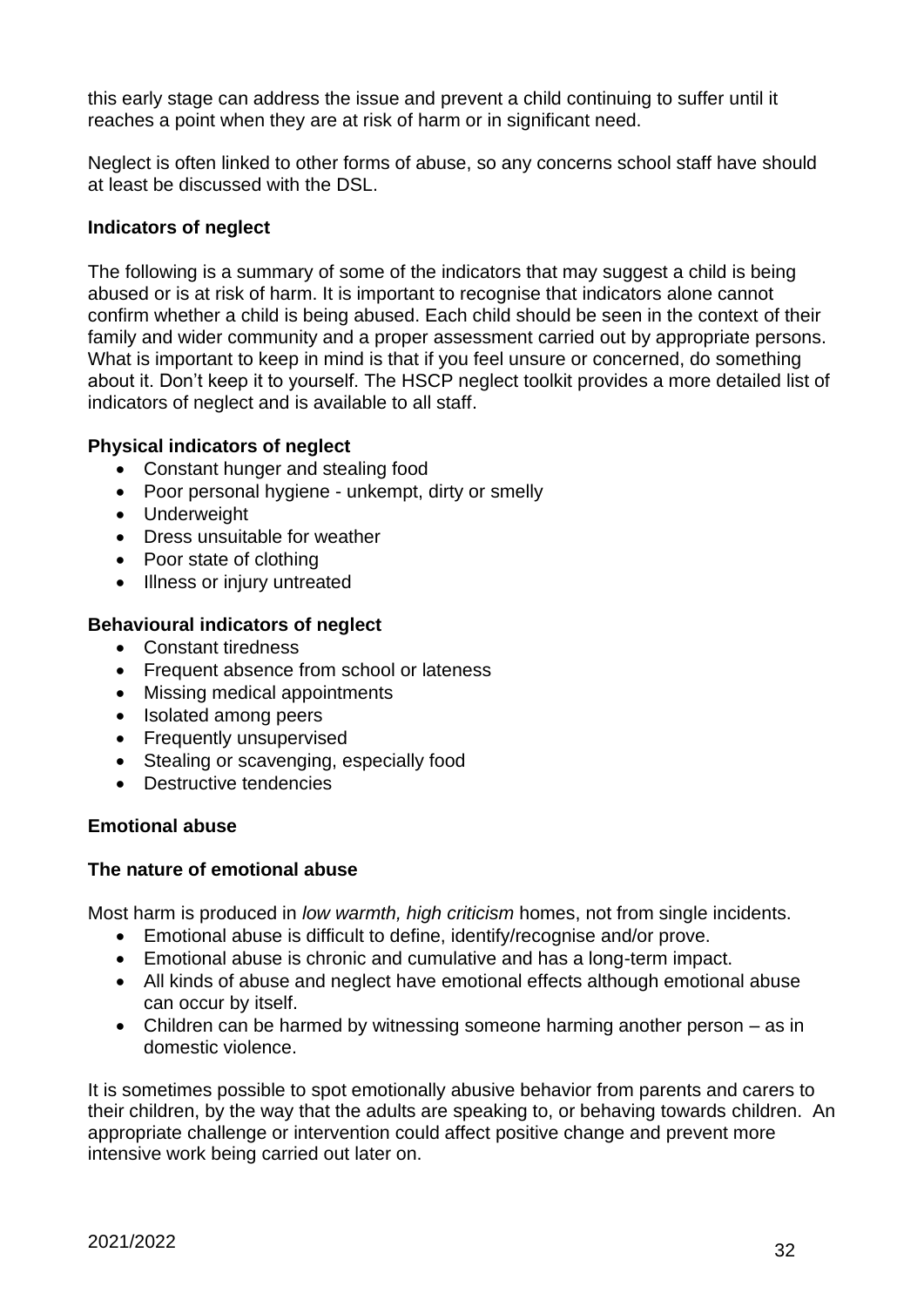this early stage can address the issue and prevent a child continuing to suffer until it reaches a point when they are at risk of harm or in significant need.

Neglect is often linked to other forms of abuse, so any concerns school staff have should at least be discussed with the DSL.

**Indicators of neglect**

The following is a summary of some of the indicators that may suggest a child is being abused or is at risk of harm. It is important to recognise that indicators alone cannot confirm whether a child is being abused. Each child should be seen in the context of their family and wider community and a proper assessment carried out by appropriate persons. What is important to keep in mind is that if you feel unsure or concerned, do something about it. Don't keep it to yourself. The HSCP neglect toolkit provides a more detailed list of indicators of neglect and is available to all staff.

**Physical indicators of neglect**

- Constant hunger and stealing food
- Poor personal hygiene - unkempt, dirty or smelly
- Underweight
- Dress unsuitable for weather
- Poor state of clothing
- Illness or injury untreated

**Behavioural indicators of neglect**

- Constant tiredness
- Frequent absence from school or lateness
- Missing medical appointments
- Isolated among peers
- Frequently unsupervised
- Stealing or scavenging, especially food
- Destructive tendencies

**Emotional abuse**

**The nature of emotional abuse**

Most harm is produced in *low warmth, high criticism* homes, not from single incidents.

- Emotional abuse is difficult to define, identify/recognise and/or prove.
- Emotional abuse is chronic and cumulative and has a long-term impact.
- All kinds of abuse and neglect have emotional effects although emotional abuse can occur by itself.
- Children can be harmed by witnessing someone harming another person – as in domestic violence.

It is sometimes possible to spot emotionally abusive behavior from parents and carers to their children, by the way that the adults are speaking to, or behaving towards children. An appropriate challenge or intervention could affect positive change and prevent more intensive work being carried out later on.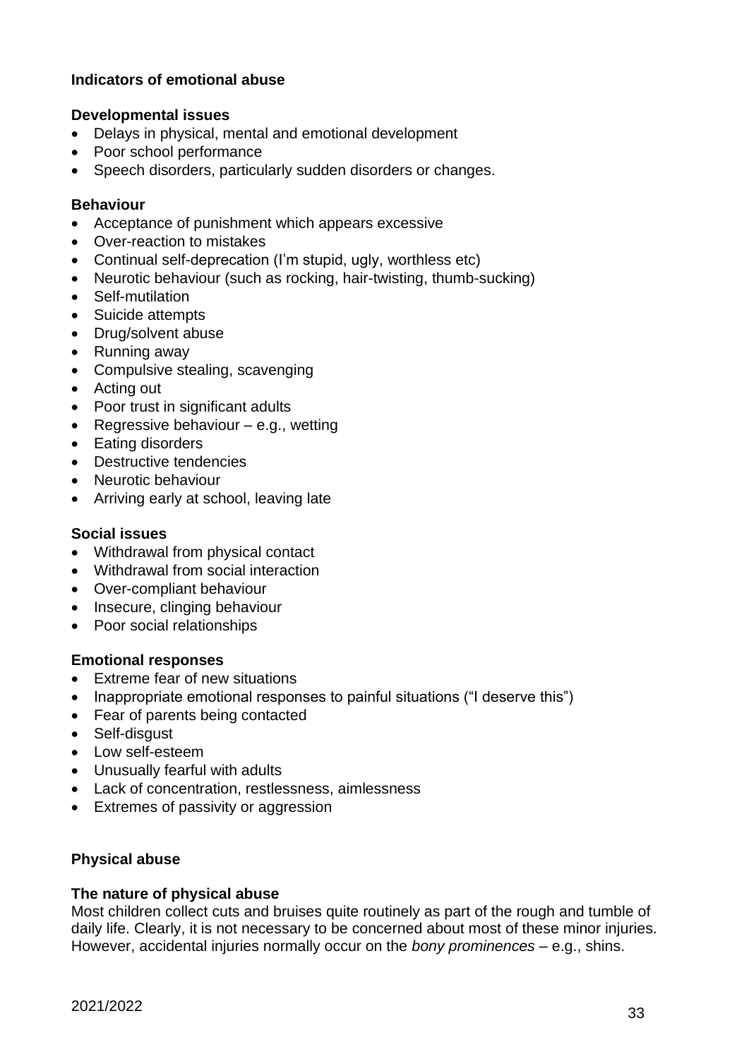**Indicators of emotional abuse**

**Developmental issues**

- Delays in physical, mental and emotional development
- Poor school performance
- Speech disorders, particularly sudden disorders or changes.

**Behaviour**

- Acceptance of punishment which appears excessive
- Over-reaction to mistakes
- Continual self-deprecation (I'm stupid, ugly, worthless etc)
- Neurotic behaviour (such as rocking, hair-twisting, thumb-sucking)
- Self-mutilation
- Suicide attempts
- Drug/solvent abuse
- Running away
- Compulsive stealing, scavenging
- Acting out
- Poor trust in significant adults
- Regressive behaviour – e.g., wetting
- Eating disorders
- Destructive tendencies
- Neurotic behaviour
- Arriving early at school, leaving late

**Social issues**

- Withdrawal from physical contact
- Withdrawal from social interaction
- Over-compliant behaviour
- Insecure, clinging behaviour
- Poor social relationships

**Emotional responses**

- Extreme fear of new situations
- Inappropriate emotional responses to painful situations ("I deserve this")
- Fear of parents being contacted
- Self-disgust
- Low self-esteem
- Unusually fearful with adults
- Lack of concentration, restlessness, aimlessness
- Extremes of passivity or aggression

**Physical abuse**

**The nature of physical abuse**

Most children collect cuts and bruises quite routinely as part of the rough and tumble of daily life. Clearly, it is not necessary to be concerned about most of these minor injuries. However, accidental injuries normally occur on the *bony prominences* – e.g., shins.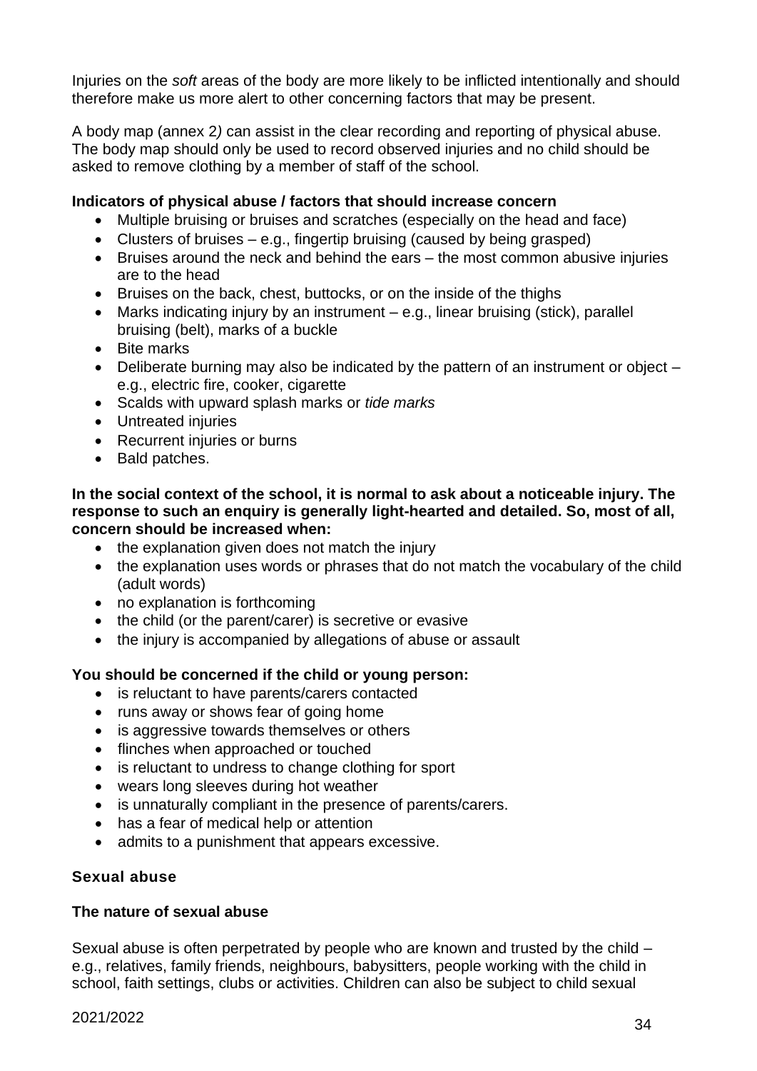Injuries on the *soft* areas of the body are more likely to be inflicted intentionally and should therefore make us more alert to other concerning factors that may be present.

A body map (annex 2*)* can assist in the clear recording and reporting of physical abuse. The body map should only be used to record observed injuries and no child should be asked to remove clothing by a member of staff of the school.

**Indicators of physical abuse / factors that should increase concern**

- Multiple bruising or bruises and scratches (especially on the head and face)
- Clusters of bruises – e.g., fingertip bruising (caused by being grasped)
- Bruises around the neck and behind the ears – the most common abusive injuries are to the head
- Bruises on the back, chest, buttocks, or on the inside of the thighs
- Marks indicating injury by an instrument – e.g., linear bruising (stick), parallel bruising (belt), marks of a buckle
- Bite marks
- Deliberate burning may also be indicated by the pattern of an instrument or object – e.g., electric fire, cooker, cigarette
- Scalds with upward splash marks or *tide marks*
- Untreated injuries
- Recurrent injuries or burns
- Bald patches.

**In the social context of the school, it is normal to ask about a noticeable injury. The response to such an enquiry is generally light-hearted and detailed. So, most of all, concern should be increased when:**

- the explanation given does not match the injury
- the explanation uses words or phrases that do not match the vocabulary of the child (adult words)
- no explanation is forthcoming
- the child (or the parent/carer) is secretive or evasive
- the injury is accompanied by allegations of abuse or assault

**You should be concerned if the child or young person:**

- is reluctant to have parents/carers contacted
- runs away or shows fear of going home
- is aggressive towards themselves or others
- flinches when approached or touched
- is reluctant to undress to change clothing for sport
- wears long sleeves during hot weather
- is unnaturally compliant in the presence of parents/carers.
- has a fear of medical help or attention
- admits to a punishment that appears excessive.

### Sexual abuse

**The nature of sexual abuse**

Sexual abuse is often perpetrated by people who are known and trusted by the child – e.g., relatives, family friends, neighbours, babysitters, people working with the child in school, faith settings, clubs or activities. Children can also be subject to child sexual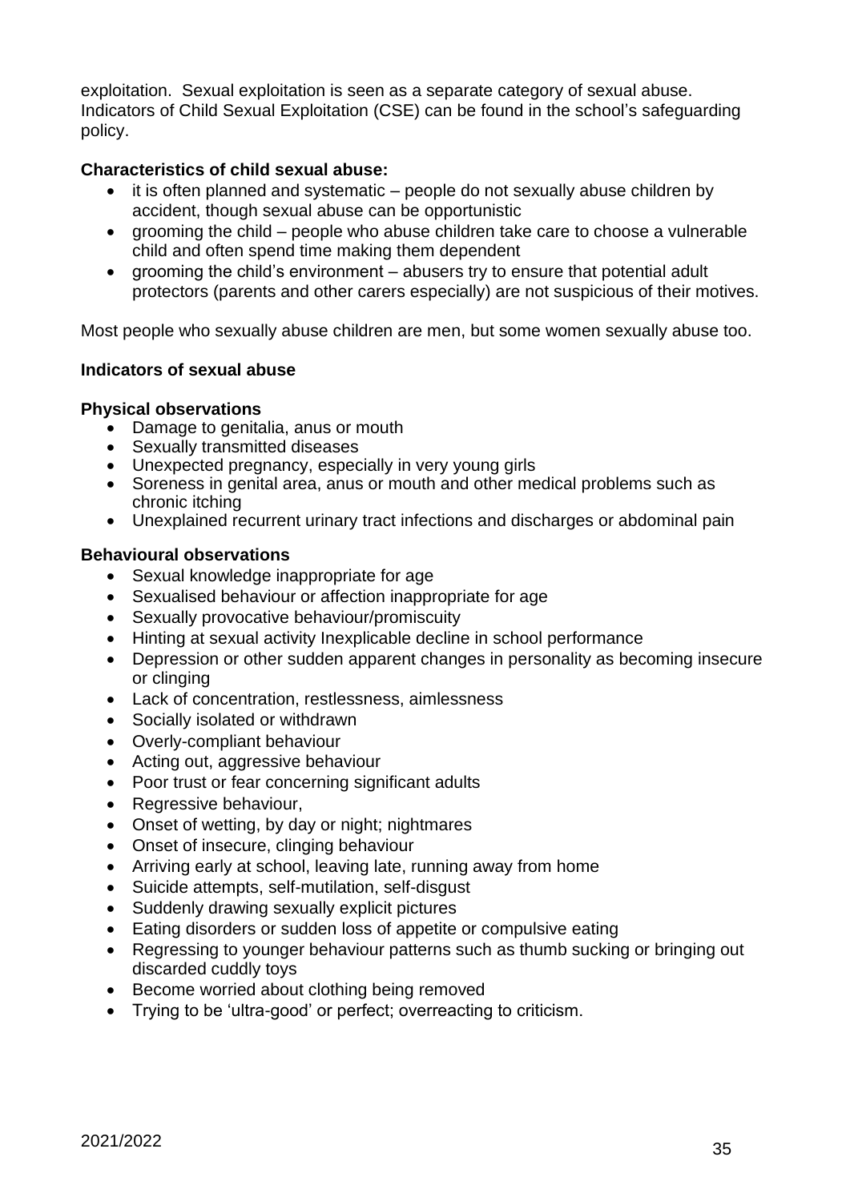exploitation. Sexual exploitation is seen as a separate category of sexual abuse. Indicators of Child Sexual Exploitation (CSE) can be found in the school's safeguarding policy.

**Characteristics of child sexual abuse:**

- it is often planned and systematic – people do not sexually abuse children by accident, though sexual abuse can be opportunistic
- grooming the child – people who abuse children take care to choose a vulnerable child and often spend time making them dependent
- grooming the child's environment – abusers try to ensure that potential adult protectors (parents and other carers especially) are not suspicious of their motives.

Most people who sexually abuse children are men, but some women sexually abuse too.

**Indicators of sexual abuse**

**Physical observations**

- Damage to genitalia, anus or mouth
- Sexually transmitted diseases
- Unexpected pregnancy, especially in very young girls
- Soreness in genital area, anus or mouth and other medical problems such as chronic itching
- Unexplained recurrent urinary tract infections and discharges or abdominal pain

**Behavioural observations**

- Sexual knowledge inappropriate for age
- Sexualised behaviour or affection inappropriate for age
- Sexually provocative behaviour/promiscuity
- Hinting at sexual activity Inexplicable decline in school performance
- Depression or other sudden apparent changes in personality as becoming insecure or clinging
- Lack of concentration, restlessness, aimlessness
- Socially isolated or withdrawn
- Overly-compliant behaviour
- Acting out, aggressive behaviour
- Poor trust or fear concerning significant adults
- Regressive behaviour,
- Onset of wetting, by day or night; nightmares
- Onset of insecure, clinging behaviour
- Arriving early at school, leaving late, running away from home
- Suicide attempts, self-mutilation, self-disgust
- Suddenly drawing sexually explicit pictures
- Eating disorders or sudden loss of appetite or compulsive eating
- Regressing to younger behaviour patterns such as thumb sucking or bringing out discarded cuddly toys
- Become worried about clothing being removed
- Trying to be 'ultra-good' or perfect; overreacting to criticism.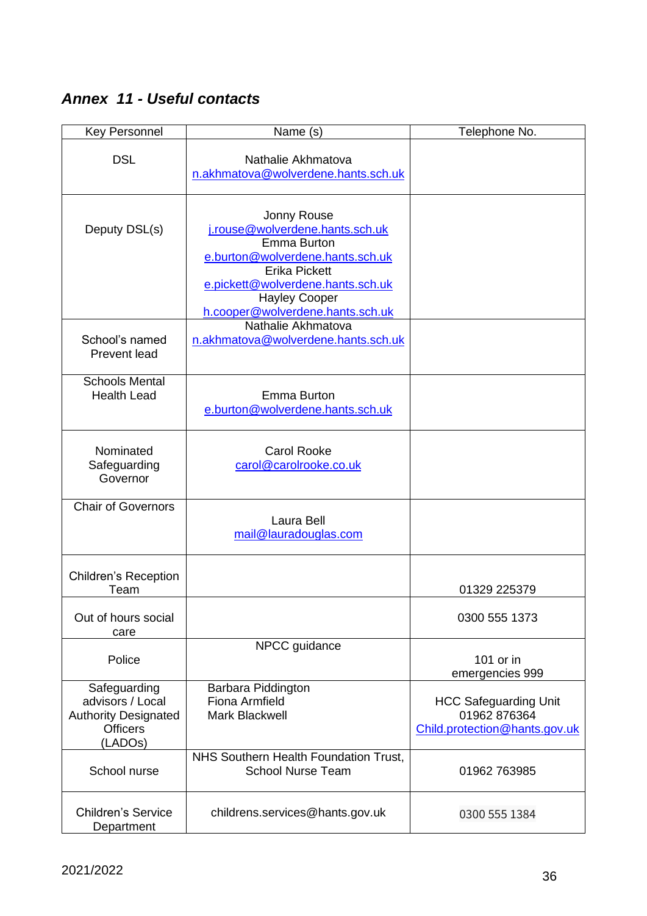## *Annex 11 - Useful contacts*

| Key Personnel | Name (s) | Telephone No. |
|---|---|---|
| DSL | Nathalie Akhmatova<br>n.akhmatova@wolverdene.hants.sch.uk | |
| Deputy DSL(s) | Jonny Rouse<br>j.rouse@wolverdene.hants.sch.uk<br>Emma Burton<br>e.burton@wolverdene.hants.sch.uk<br>Erika Pickett<br>e.pickett@wolverdene.hants.sch.uk<br>Hayley Cooper<br>h.cooper@wolverdene.hants.sch.uk | |
| School's named Prevent lead | Nathalie Akhmatova<br>n.akhmatova@wolverdene.hants.sch.uk | |
| Schools Mental Health Lead | Emma Burton<br>e.burton@wolverdene.hants.sch.uk | |
| Nominated Safeguarding Governor | Carol Rooke<br>carol@carolrooke.co.uk | |
| Chair of Governors | Laura Bell<br>mail@lauradouglas.com | |
| Children's Reception Team | | 01329 225379 |
| Out of hours social care | | 0300 555 1373 |
| Police | NPCC guidance | 101 or in emergencies 999 |
| Safeguarding advisors / Local Authority Designated Officers (LADOs) | Barbara Piddington<br>Fiona Armfield<br>Mark Blackwell | HCC Safeguarding Unit<br>01962 876364<br>Child.protection@hants.gov.uk |
| School nurse | NHS Southern Health Foundation Trust, School Nurse Team | 01962 763985 |
| Children's Service Department | childrens.services@hants.gov.uk | 0300 555 1384 |

2021/2022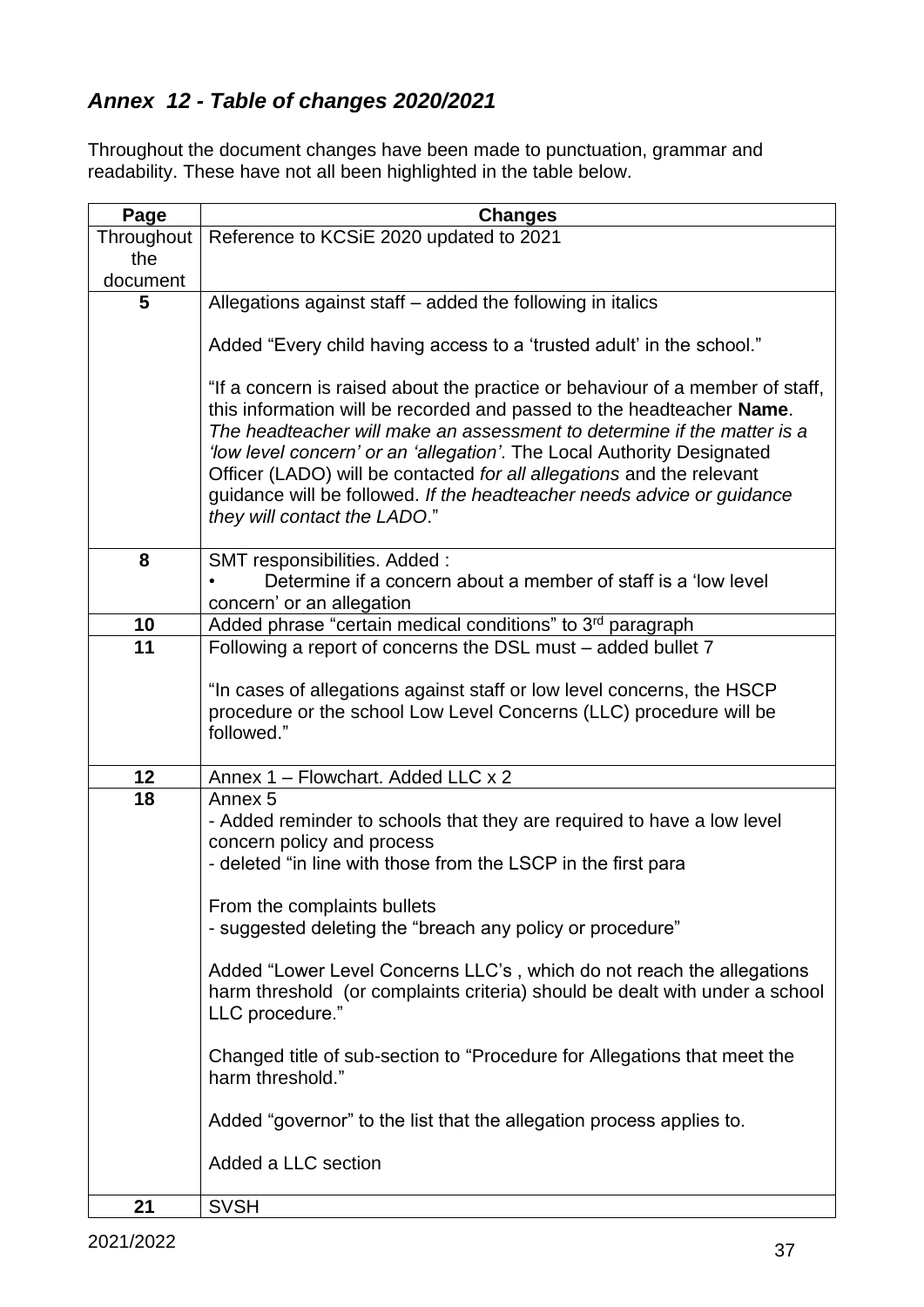## *Annex 12 - Table of changes 2020/2021*

Throughout the document changes have been made to punctuation, grammar and readability. These have not all been highlighted in the table below.

| Page | Changes |
|---|---|
| Throughout the document | Reference to KCSiE 2020 updated to 2021 |
| **5** | Allegations against staff – added the following in italics<br><br>Added "Every child having access to a 'trusted adult' in the school."<br><br>"If a concern is raised about the practice or behaviour of a member of staff, this information will be recorded and passed to the headteacher **Name**. *The headteacher will make an assessment to determine if the matter is a 'low level concern' or an 'allegation'*. The Local Authority Designated Officer (LADO) will be contacted *for all allegations* and the relevant guidance will be followed. *If the headteacher needs advice or guidance they will contact the LADO*." |
| **8** | SMT responsibilities. Added :<br>• Determine if a concern about a member of staff is a 'low level concern' or an allegation |
| **10** | Added phrase "certain medical conditions" to 3rd paragraph |
| **11** | Following a report of concerns the DSL must – added bullet 7<br><br>"In cases of allegations against staff or low level concerns, the HSCP procedure or the school Low Level Concerns (LLC) procedure will be followed." |
| **12** | Annex 1 – Flowchart. Added LLC x 2 |
| **18** | Annex 5<br>- Added reminder to schools that they are required to have a low level concern policy and process<br>- deleted "in line with those from the LSCP in the first para<br><br>From the complaints bullets<br>- suggested deleting the "breach any policy or procedure"<br><br>Added "Lower Level Concerns LLC's , which do not reach the allegations harm threshold (or complaints criteria) should be dealt with under a school LLC procedure."<br><br>Changed title of sub-section to "Procedure for Allegations that meet the harm threshold."<br><br>Added "governor" to the list that the allegation process applies to.<br><br>Added a LLC section |
| **21** | SVSH |

2021/2022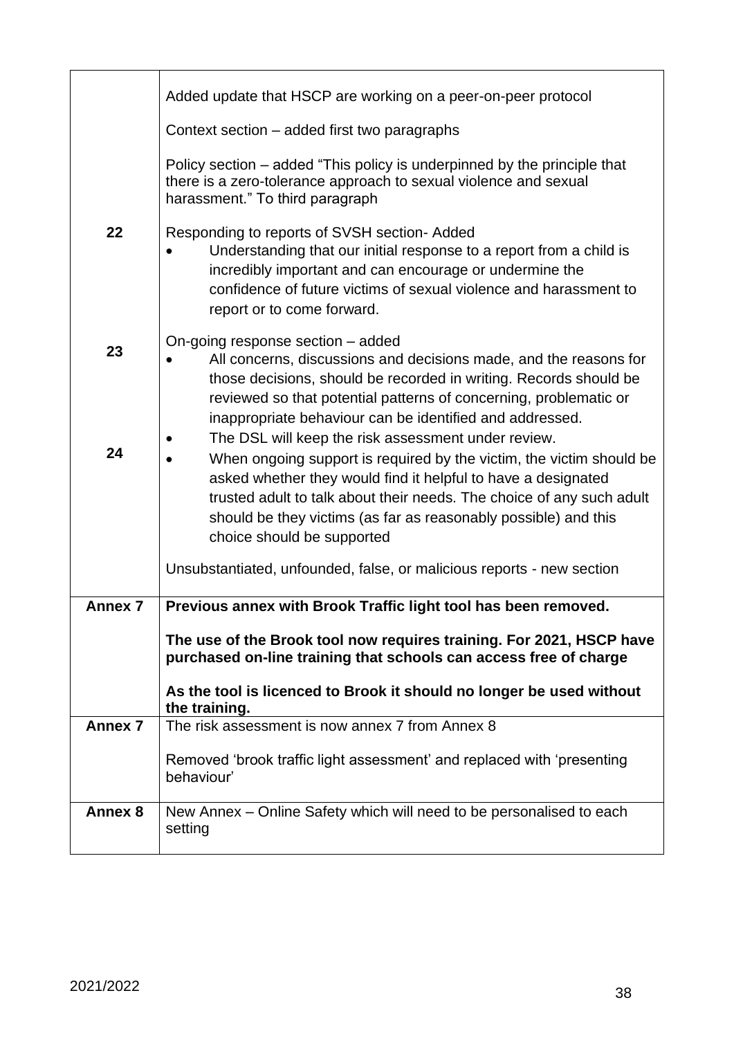| | |
|---|---|
| | Added update that HSCP are working on a peer-on-peer protocol<br><br>Context section – added first two paragraphs<br><br>Policy section – added "This policy is underpinned by the principle that there is a zero-tolerance approach to sexual violence and sexual harassment." To third paragraph |
| **22** | Responding to reports of SVSH section- Added<br>• Understanding that our initial response to a report from a child is incredibly important and can encourage or undermine the confidence of future victims of sexual violence and harassment to report or to come forward. |
| **23**<br><br>**24** | On-going response section – added<br>• All concerns, discussions and decisions made, and the reasons for those decisions, should be recorded in writing. Records should be reviewed so that potential patterns of concerning, problematic or inappropriate behaviour can be identified and addressed.<br>• The DSL will keep the risk assessment under review.<br>• When ongoing support is required by the victim, the victim should be asked whether they would find it helpful to have a designated trusted adult to talk about their needs. The choice of any such adult should be they victims (as far as reasonably possible) and this choice should be supported<br><br>Unsubstantiated, unfounded, false, or malicious reports - new section |
| **Annex 7** | **Previous annex with Brook Traffic light tool has been removed.**<br><br>**The use of the Brook tool now requires training. For 2021, HSCP have purchased on-line training that schools can access free of charge**<br><br>**As the tool is licenced to Brook it should no longer be used without the training.** |
| **Annex 7** | The risk assessment is now annex 7 from Annex 8<br><br>Removed 'brook traffic light assessment' and replaced with 'presenting behaviour' |
| **Annex 8** | New Annex – Online Safety which will need to be personalised to each setting |

2021/2022